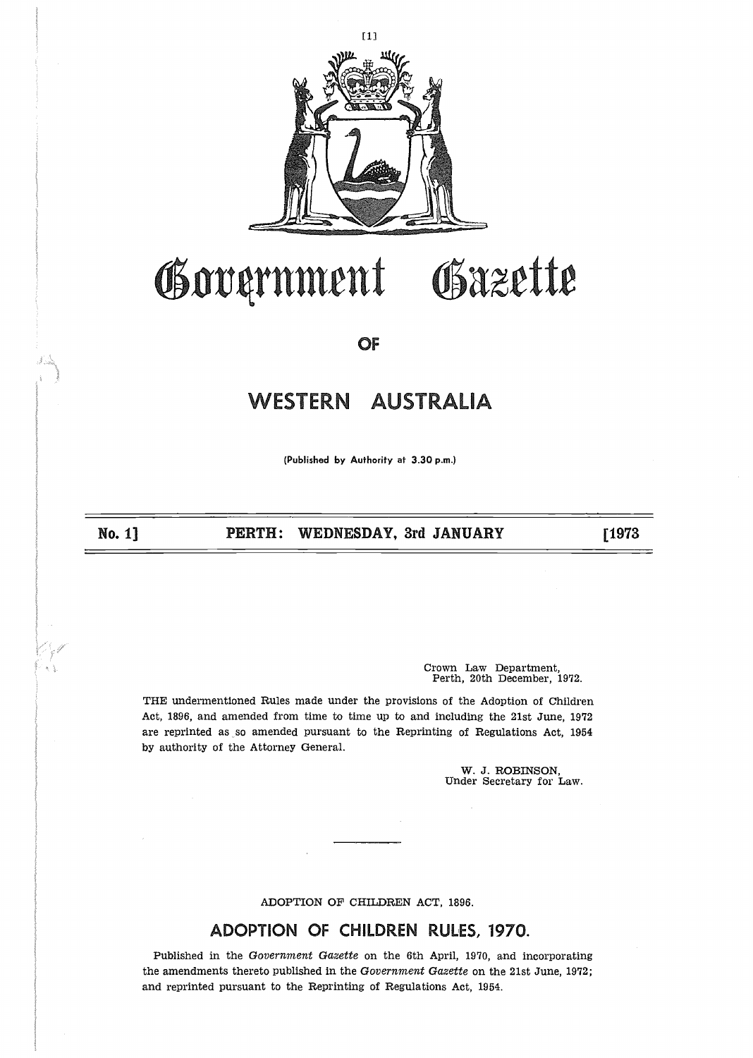# Government Gazette

## OF

## WESTERN AUSTRALIA

(Published by Authority at 3.30 p.m.)

**No. 1] PERTH: WEDNESDAY, 3rd JANUARY [1973**

Crown Law Department,
Perth, 20th December, 1972.

THE undermentioned Rules made under the provisions of the Adoption of Children Act, 1896, and amended from time to time up to and including the 21st June, 1972 are reprinted as so amended pursuant to the Reprinting of Regulations Act, 1954 by authority of the Attorney General.

W. J. ROBINSON,
Under Secretary for Law.

---

ADOPTION OF CHILDREN ACT, 1896.

## ADOPTION OF CHILDREN RULES, 1970.

Published in the *Government Gazette* on the 6th April, 1970, and incorporating the amendments thereto published in the *Government Gazette* on the 21st June, 1972; and reprinted pursuant to the Reprinting of Regulations Act, 1954.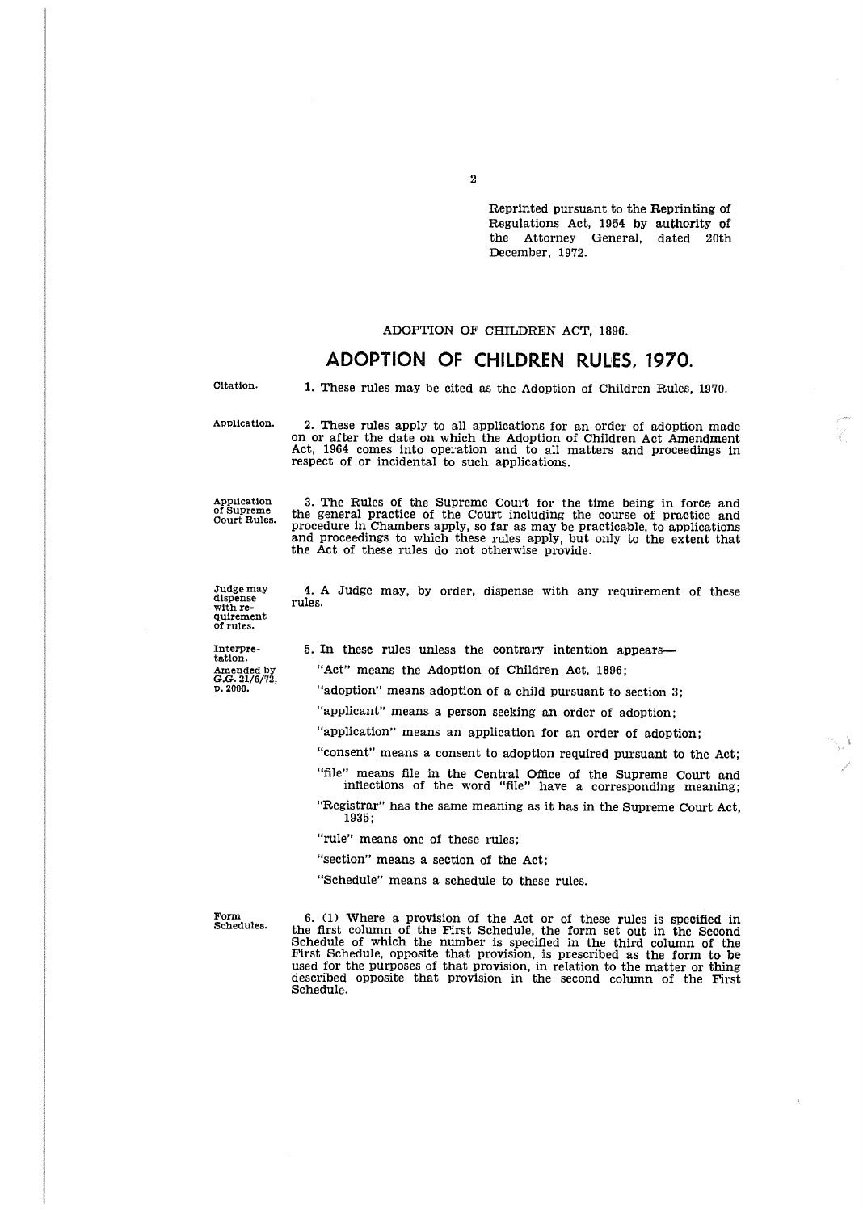Reprinted pursuant to the Reprinting of Regulations Act, 1954 by authority of the Attorney General, dated 20th December, 1972.

ADOPTION OF CHILDREN ACT, 1896.

# ADOPTION OF CHILDREN RULES, 1970.

Citation.

1. These rules may be cited as the Adoption of Children Rules, 1970.

Application.

2. These rules apply to all applications for an order of adoption made on or after the date on which the Adoption of Children Act Amendment Act, 1964 comes into operation and to all matters and proceedings in respect of or incidental to such applications.

Application of Supreme Court Rules.

3. The Rules of the Supreme Court for the time being in force and the general practice of the Court including the course of practice and procedure in Chambers apply, so far as may be practicable, to applications and proceedings to which these rules apply, but only to the extent that the Act of these rules do not otherwise provide.

Judge may dispense with requirement of rules.

4. A Judge may, by order, dispense with any requirement of these rules.

Interpretation. Amended by G.G. 21/6/72, p. 2000.

5. In these rules unless the contrary intention appears—

"Act" means the Adoption of Children Act, 1896;

"adoption" means adoption of a child pursuant to section 3;

"applicant" means a person seeking an order of adoption;

"application" means an application for an order of adoption;

"consent" means a consent to adoption required pursuant to the Act;

"file" means file in the Central Office of the Supreme Court and inflections of the word "file" have a corresponding meaning;

"Registrar" has the same meaning as it has in the Supreme Court Act, 1935;

"rule" means one of these rules;

"section" means a section of the Act;

"Schedule" means a schedule to these rules.

Form Schedules.

6. (1) Where a provision of the Act or of these rules is specified in the first column of the First Schedule, the form set out in the Second Schedule of which the number is specified in the third column of the First Schedule, opposite that provision, is prescribed as the form to be used for the purposes of that provision, in relation to the matter or thing described opposite that provision in the second column of the First Schedule.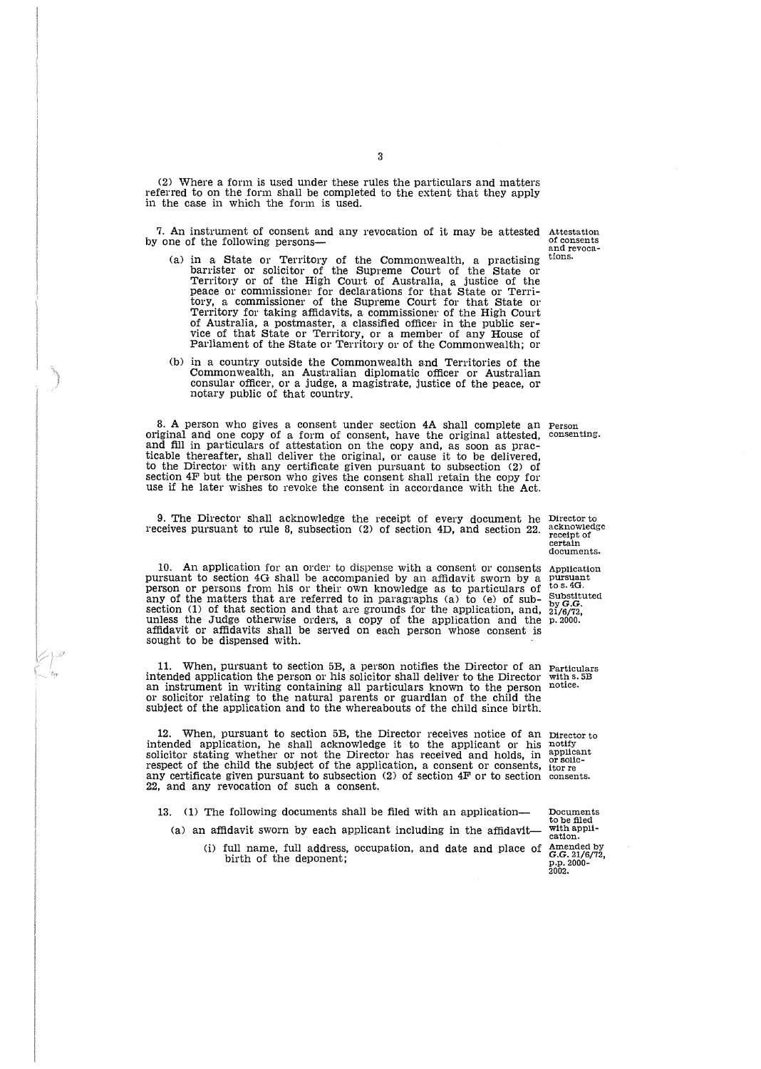(2) Where a form is used under these rules the particulars and matters referred to on the form shall be completed to the extent that they apply in the case in which the form is used.

*Attestation of consents and revocations.*

7. An instrument of consent and any revocation of it may be attested by one of the following persons—

(a) in a State or Territory of the Commonwealth, a practising barrister or solicitor of the Supreme Court of the State or Territory or of the High Court of Australia, a justice of the peace or commissioner for declarations for that State or Territory, a commissioner of the Supreme Court for that State or Territory for taking affidavits, a commissioner of the High Court of Australia, a postmaster, a classified officer in the public service of that State or Territory, or a member of any House of Parliament of the State or Territory or of the Commonwealth; or

(b) in a country outside the Commonwealth and Territories of the Commonwealth, an Australian diplomatic officer or Australian consular officer, or a judge, a magistrate, justice of the peace, or notary public of that country.

*Person consenting.*

8. A person who gives a consent under section 4A shall complete an original and one copy of a form of consent, have the original attested, and fill in particulars of attestation on the copy and, as soon as practicable thereafter, shall deliver the original, or cause it to be delivered, to the Director with any certificate given pursuant to subsection (2) of section 4F but the person who gives the consent shall retain the copy for use if he later wishes to revoke the consent in accordance with the Act.

*Director to acknowledge receipt of certain documents.*

9. The Director shall acknowledge the receipt of every document he receives pursuant to rule 8, subsection (2) of section 4D, and section 22.

*Application pursuant to s. 4G. Substituted by G.G. 21/6/72, p. 2000.*

10. An application for an order to dispense with a consent or consents pursuant to section 4G shall be accompanied by an affidavit sworn by a person or persons from his or their own knowledge as to particulars of any of the matters that are referred to in paragraphs (a) to (e) of subsection (1) of that section and that are grounds for the application, and, unless the Judge otherwise orders, a copy of the application and the affidavit or affidavits shall be served on each person whose consent is sought to be dispensed with.

*Particulars with s. 5B notice.*

11. When, pursuant to section 5B, a person notifies the Director of an intended application the person or his solicitor shall deliver to the Director an instrument in writing containing all particulars known to the person or solicitor relating to the natural parents or guardian of the child the subject of the application and to the whereabouts of the child since birth.

*Director to notify applicant or solicitor re consents.*

12. When, pursuant to section 5B, the Director receives notice of an intended application, he shall acknowledge it to the applicant or his solicitor stating whether or not the Director has received and holds, in respect of the child the subject of the application, a consent or consents, any certificate given pursuant to subsection (2) of section 4F or to section 22, and any revocation of such a consent.

*Documents to be filed with application. Amended by G.G. 21/6/72, p.p. 2000-2002.*

13. (1) The following documents shall be filed with an application—

(a) an affidavit sworn by each applicant including in the affidavit—

(i) full name, full address, occupation, and date and place of birth of the deponent;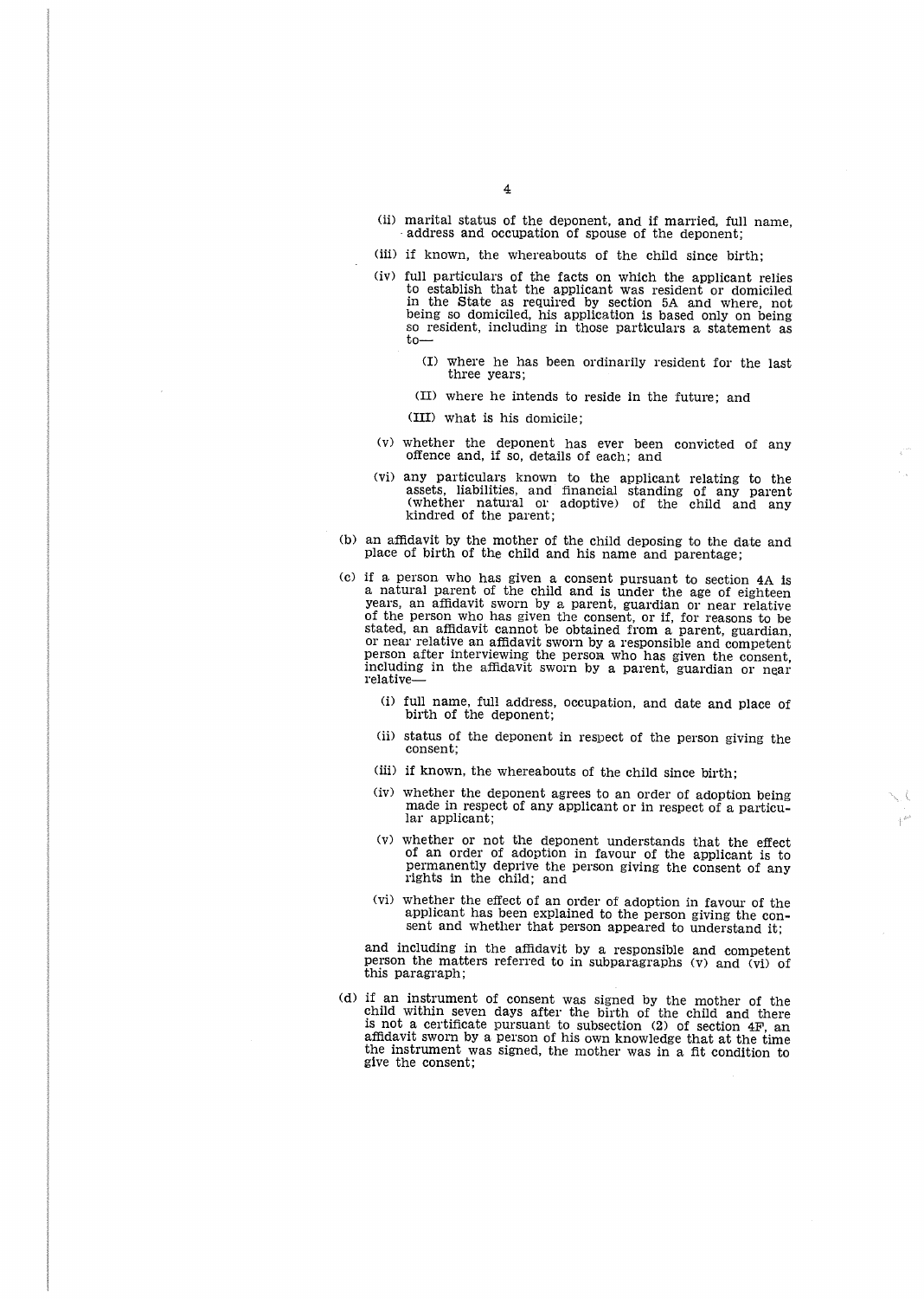(ii) marital status of the deponent, and if married, full name, address and occupation of spouse of the deponent;

(iii) if known, the whereabouts of the child since birth;

(iv) full particulars of the facts on which the applicant relies to establish that the applicant was resident or domiciled in the State as required by section 5A and where, not being so domiciled, his application is based only on being so resident, including in those particulars a statement as to—

(I) where he has been ordinarily resident for the last three years;

(II) where he intends to reside in the future; and

(III) what is his domicile;

(v) whether the deponent has ever been convicted of any offence and, if so, details of each; and

(vi) any particulars known to the applicant relating to the assets, liabilities, and financial standing of any parent (whether natural or adoptive) of the child and any kindred of the parent;

(b) an affidavit by the mother of the child deposing to the date and place of birth of the child and his name and parentage;

(c) if a person who has given a consent pursuant to section 4A is a natural parent of the child and is under the age of eighteen years, an affidavit sworn by a parent, guardian or near relative of the person who has given the consent, or if, for reasons to be stated, an affidavit cannot be obtained from a parent, guardian, or near relative an affidavit sworn by a responsible and competent person after interviewing the person who has given the consent, including in the affidavit sworn by a parent, guardian or near relative—

(i) full name, full address, occupation, and date and place of birth of the deponent;

(ii) status of the deponent in respect of the person giving the consent;

(iii) if known, the whereabouts of the child since birth;

(iv) whether the deponent agrees to an order of adoption being made in respect of any applicant or in respect of a particular applicant;

(v) whether or not the deponent understands that the effect of an order of adoption in favour of the applicant is to permanently deprive the person giving the consent of any rights in the child; and

(vi) whether the effect of an order of adoption in favour of the applicant has been explained to the person giving the consent and whether that person appeared to understand it;

and including in the affidavit by a responsible and competent person the matters referred to in subparagraphs (v) and (vi) of this paragraph;

(d) if an instrument of consent was signed by the mother of the child within seven days after the birth of the child and there is not a certificate pursuant to subsection (2) of section 4F, an affidavit sworn by a person of his own knowledge that at the time the instrument was signed, the mother was in a fit condition to give the consent;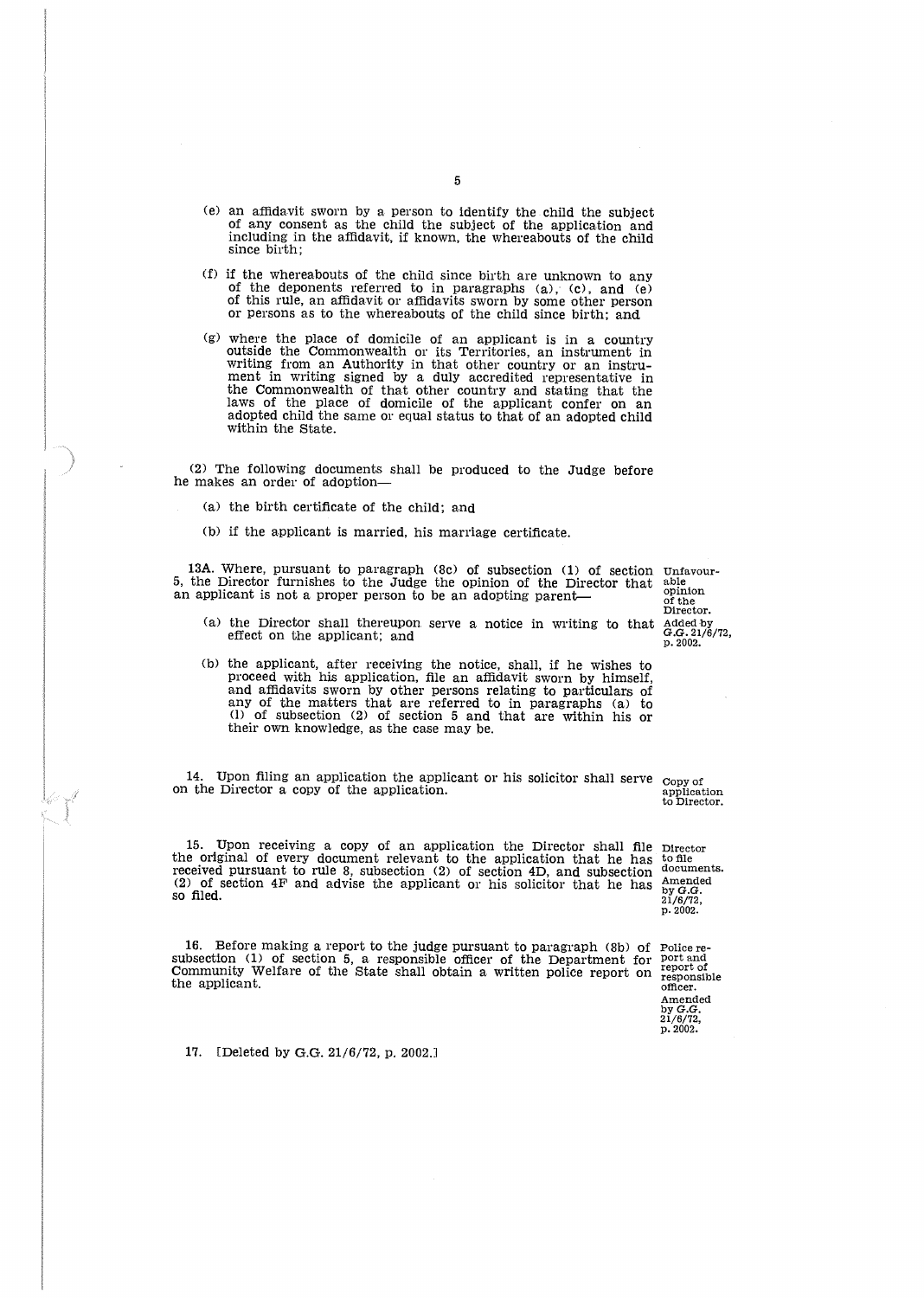(e) an affidavit sworn by a person to identify the child the subject of any consent as the child the subject of the application and including in the affidavit, if known, the whereabouts of the child since birth;

(f) if the whereabouts of the child since birth are unknown to any of the deponents referred to in paragraphs (a), (c), and (e) of this rule, an affidavit or affidavits sworn by some other person or persons as to the whereabouts of the child since birth; and

(g) where the place of domicile of an applicant is in a country outside the Commonwealth or its Territories, an instrument in writing from an Authority in that other country or an instrument in writing signed by a duly accredited representative in the Commonwealth of that other country and stating that the laws of the place of domicile of the applicant confer on an adopted child the same or equal status to that of an adopted child within the State.

(2) The following documents shall be produced to the Judge before he makes an order of adoption—

(a) the birth certificate of the child; and

(b) if the applicant is married, his marriage certificate.

*Unfavourable opinion of the Director. Added by G.G. 21/6/72, p. 2002.*

13A. Where, pursuant to paragraph (8c) of subsection (1) of section 5, the Director furnishes to the Judge the opinion of the Director that an applicant is not a proper person to be an adopting parent—

(a) the Director shall thereupon serve a notice in writing to that effect on the applicant; and

(b) the applicant, after receiving the notice, shall, if he wishes to proceed with his application, file an affidavit sworn by himself, and affidavits sworn by other persons relating to particulars of any of the matters that are referred to in paragraphs (a) to (l) of subsection (2) of section 5 and that are within his or their own knowledge, as the case may be.

*Copy of application to Director.*

14. Upon filing an application the applicant or his solicitor shall serve on the Director a copy of the application.

*Director to file documents. Amended by G.G. 21/6/72, p. 2002.*

15. Upon receiving a copy of an application the Director shall file the original of every document relevant to the application that he has received pursuant to rule 8, subsection (2) of section 4D, and subsection (2) of section 4F and advise the applicant or his solicitor that he has so filed.

*Police report and report of responsible officer. Amended by G.G. 21/6/72, p. 2002.*

16. Before making a report to the judge pursuant to paragraph (8b) of subsection (1) of section 5, a responsible officer of the Department for Community Welfare of the State shall obtain a written police report on the applicant.

17. [Deleted by G.G. 21/6/72, p. 2002.]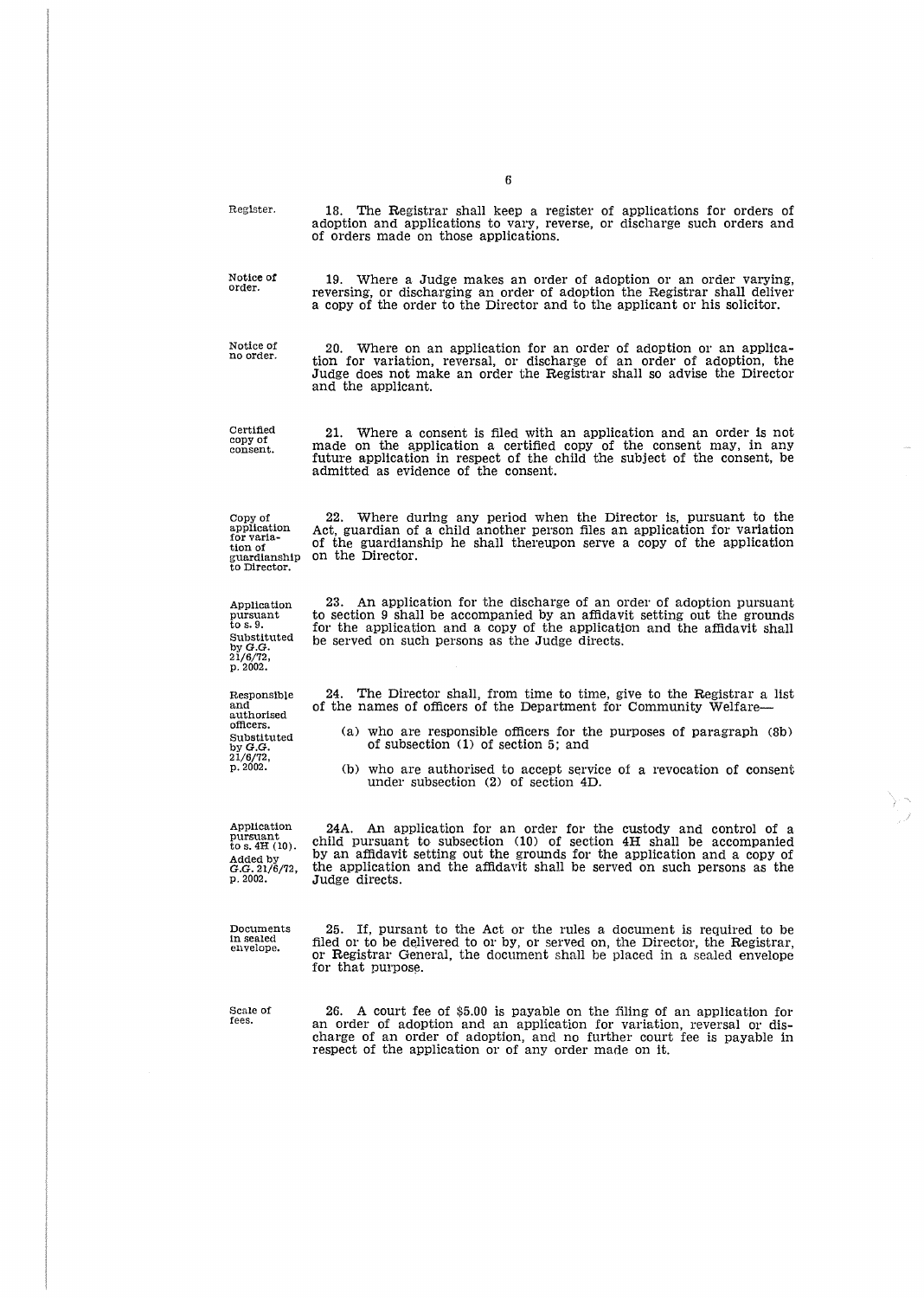Register.

18. The Registrar shall keep a register of applications for orders of adoption and applications to vary, reverse, or discharge such orders and of orders made on those applications.

Notice of order.

19. Where a Judge makes an order of adoption or an order varying, reversing, or discharging an order of adoption the Registrar shall deliver a copy of the order to the Director and to the applicant or his solicitor.

Notice of no order.

20. Where on an application for an order of adoption or an application for variation, reversal, or discharge of an order of adoption, the Judge does not make an order the Registrar shall so advise the Director and the applicant.

Certified copy of consent.

21. Where a consent is filed with an application and an order is not made on the application a certified copy of the consent may, in any future application in respect of the child the subject of the consent, be admitted as evidence of the consent.

Copy of application for variation of guardianship to Director.

22. Where during any period when the Director is, pursuant to the Act, guardian of a child another person files an application for variation of the guardianship he shall thereupon serve a copy of the application on the Director.

Application pursuant to s. 9. Substituted by *G.G.* 21/6/72, p. 2002.

23. An application for the discharge of an order of adoption pursuant to section 9 shall be accompanied by an affidavit setting out the grounds for the application and a copy of the application and the affidavit shall be served on such persons as the Judge directs.

Responsible and authorised officers. Substituted by *G.G.* 21/6/72, p. 2002.

24. The Director shall, from time to time, give to the Registrar a list of the names of officers of the Department for Community Welfare—

(a) who are responsible officers for the purposes of paragraph (8b) of subsection (1) of section 5; and

(b) who are authorised to accept service of a revocation of consent under subsection (2) of section 4D.

Application pursuant to s. 4H (10). Added by *G.G.* 21/6/72, p. 2002.

24A. An application for an order for the custody and control of a child pursuant to subsection (10) of section 4H shall be accompanied by an affidavit setting out the grounds for the application and a copy of the application and the affidavit shall be served on such persons as the Judge directs.

Documents in sealed envelope.

25. If, pursuant to the Act or the rules a document is required to be filed or to be delivered to or by, or served on, the Director, the Registrar, or Registrar General, the document shall be placed in a sealed envelope for that purpose.

Scale of fees.

26. A court fee of $5.00 is payable on the filing of an application for an order of adoption and an application for variation, reversal or discharge of an order of adoption, and no further court fee is payable in respect of the application or of any order made on it.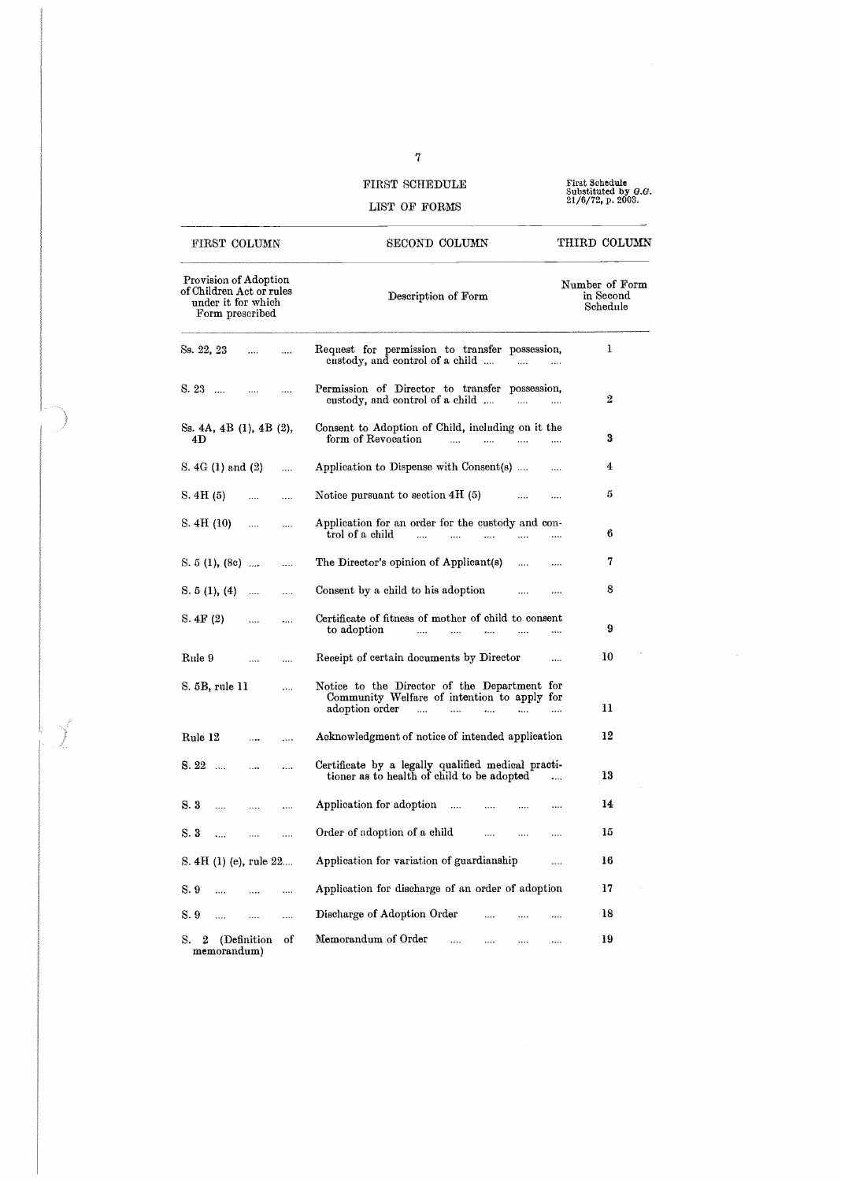# FIRST SCHEDULE

## LIST OF FORMS

First Schedule Substituted by *G.G.* 21/6/72, p. 2003.

| FIRST COLUMN | SECOND COLUMN | THIRD COLUMN |
|---|---|---|
| Provision of Adoption of Children Act or rules under it for which Form prescribed | Description of Form | Number of Form in Second Schedule |
| Ss. 22, 23 | Request for permission to transfer possession, custody, and control of a child | 1 |
| S. 23 | Permission of Director to transfer possession, custody, and control of a child | 2 |
| Ss. 4A, 4B (1), 4B (2), 4D | Consent to Adoption of Child, including on it the form of Revocation | 3 |
| S. 4G (1) and (2) | Application to Dispense with Consent(s) | 4 |
| S. 4H (5) | Notice pursuant to section 4H (5) | 5 |
| S. 4H (10) | Application for an order for the custody and control of a child | 6 |
| S. 5 (1), (8c) | The Director's opinion of Applicant(s) | 7 |
| S. 5 (1), (4) | Consent by a child to his adoption | 8 |
| S. 4F (2) | Certificate of fitness of mother of child to consent to adoption | 9 |
| Rule 9 | Receipt of certain documents by Director | 10 |
| S. 5B, rule 11 | Notice to the Director of the Department for Community Welfare of intention to apply for adoption order | 11 |
| Rule 12 | Acknowledgment of notice of intended application | 12 |
| S. 22 | Certificate by a legally qualified medical practitioner as to health of child to be adopted | 13 |
| S. 3 | Application for adoption | 14 |
| S. 3 | Order of adoption of a child | 15 |
| S. 4H (1) (e), rule 22 | Application for variation of guardianship | 16 |
| S. 9 | Application for discharge of an order of adoption | 17 |
| S. 9 | Discharge of Adoption Order | 18 |
| S. 2 (Definition of memorandum) | Memorandum of Order | 19 |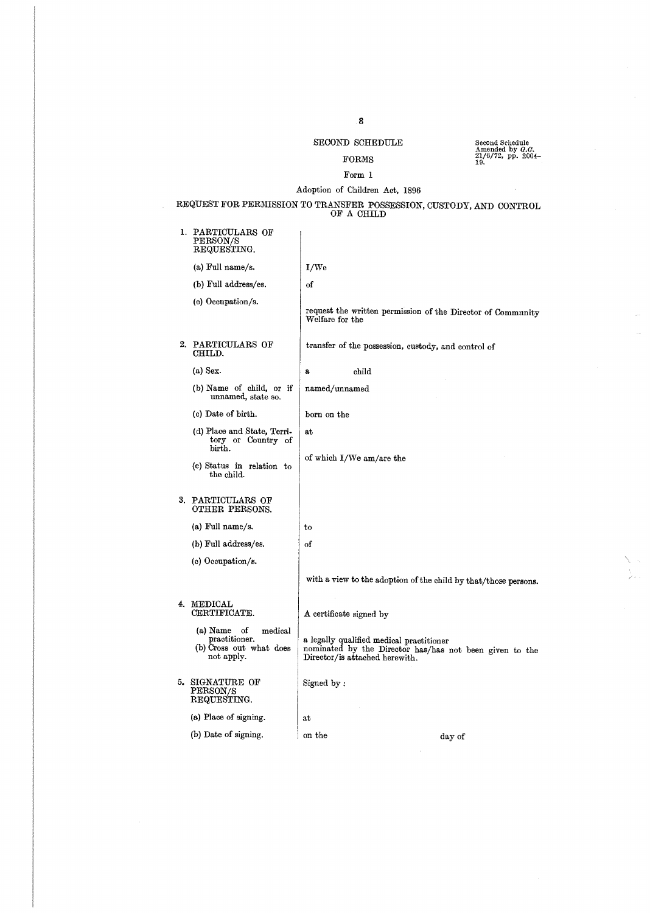# SECOND SCHEDULE

Second Schedule Amended by *G.G.* 21/6/72, pp. 2004–19.

## FORMS

### Form 1

Adoption of Children Act, 1896

### REQUEST FOR PERMISSION TO TRANSFER POSSESSION, CUSTODY, AND CONTROL OF A CHILD

| | |
|---|---|
| 1. PARTICULARS OF PERSON/S REQUESTING. | |
| (a) Full name/s. | I/We |
| (b) Full address/es. | of |
| (c) Occupation/s. | request the written permission of the Director of Community Welfare for the |
| 2. PARTICULARS OF CHILD. | transfer of the possession, custody, and control of |
| (a) Sex. | a child |
| (b) Name of child, or if unnamed, state so. | named/unnamed |
| (c) Date of birth. | born on the |
| (d) Place and State, Territory or Country of birth. | at |
| (e) Status in relation to the child. | of which I/We am/are the |
| 3. PARTICULARS OF OTHER PERSONS. | |
| (a) Full name/s. | to |
| (b) Full address/es. | of |
| (c) Occupation/s. | with a view to the adoption of the child by that/those persons. |
| 4. MEDICAL CERTIFICATE. | A certificate signed by |
| (a) Name of medical practitioner.<br>(b) Cross out what does not apply. | a legally qualified medical practitioner nominated by the Director has/has not been given to the Director/is attached herewith. |
| 5. SIGNATURE OF PERSON/S REQUESTING. | Signed by : |
| (a) Place of signing. | at |
| (b) Date of signing. | on the day of |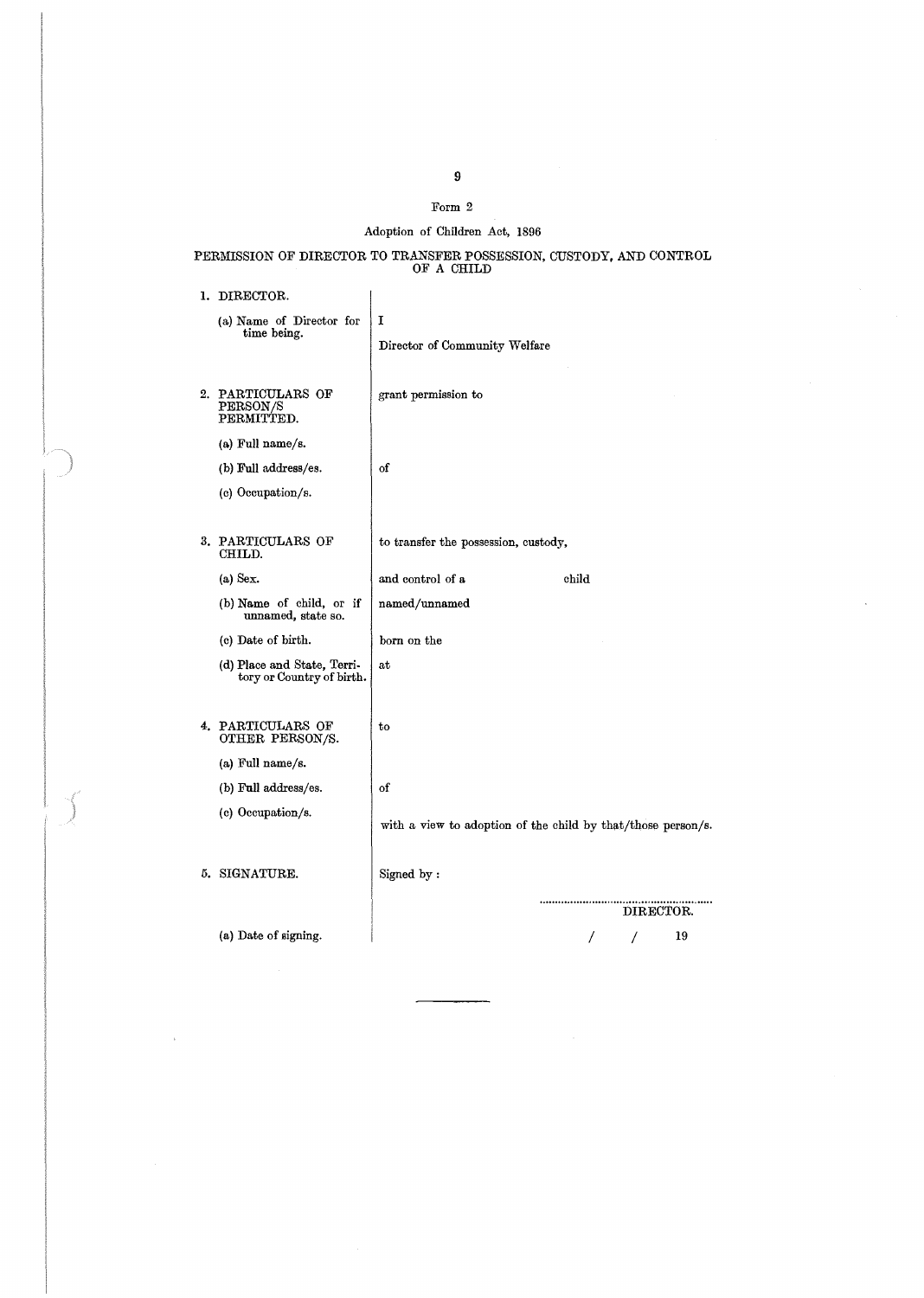Form 2

Adoption of Children Act, 1896

## PERMISSION OF DIRECTOR TO TRANSFER POSSESSION, CUSTODY, AND CONTROL OF A CHILD

| | |
|---|---|
| 1. DIRECTOR. | |
| (a) Name of Director for time being. | I<br>Director of Community Welfare |
| 2. PARTICULARS OF PERSON/S PERMITTED. | grant permission to |
| (a) Full name/s. | |
| (b) Full address/es. | of |
| (c) Occupation/s. | |
| 3. PARTICULARS OF CHILD. | to transfer the possession, custody, |
| (a) Sex. | and control of a child |
| (b) Name of child, or if unnamed, state so. | named/unnamed |
| (c) Date of birth. | born on the |
| (d) Place and State, Territory or Country of birth. | at |
| 4. PARTICULARS OF OTHER PERSON/S. | to |
| (a) Full name/s. | |
| (b) Full address/es. | of |
| (c) Occupation/s. | with a view to adoption of the child by that/those person/s. |
| 5. SIGNATURE. | Signed by : |
| | ............................................................ DIRECTOR. |
| (a) Date of signing. | / / 19 |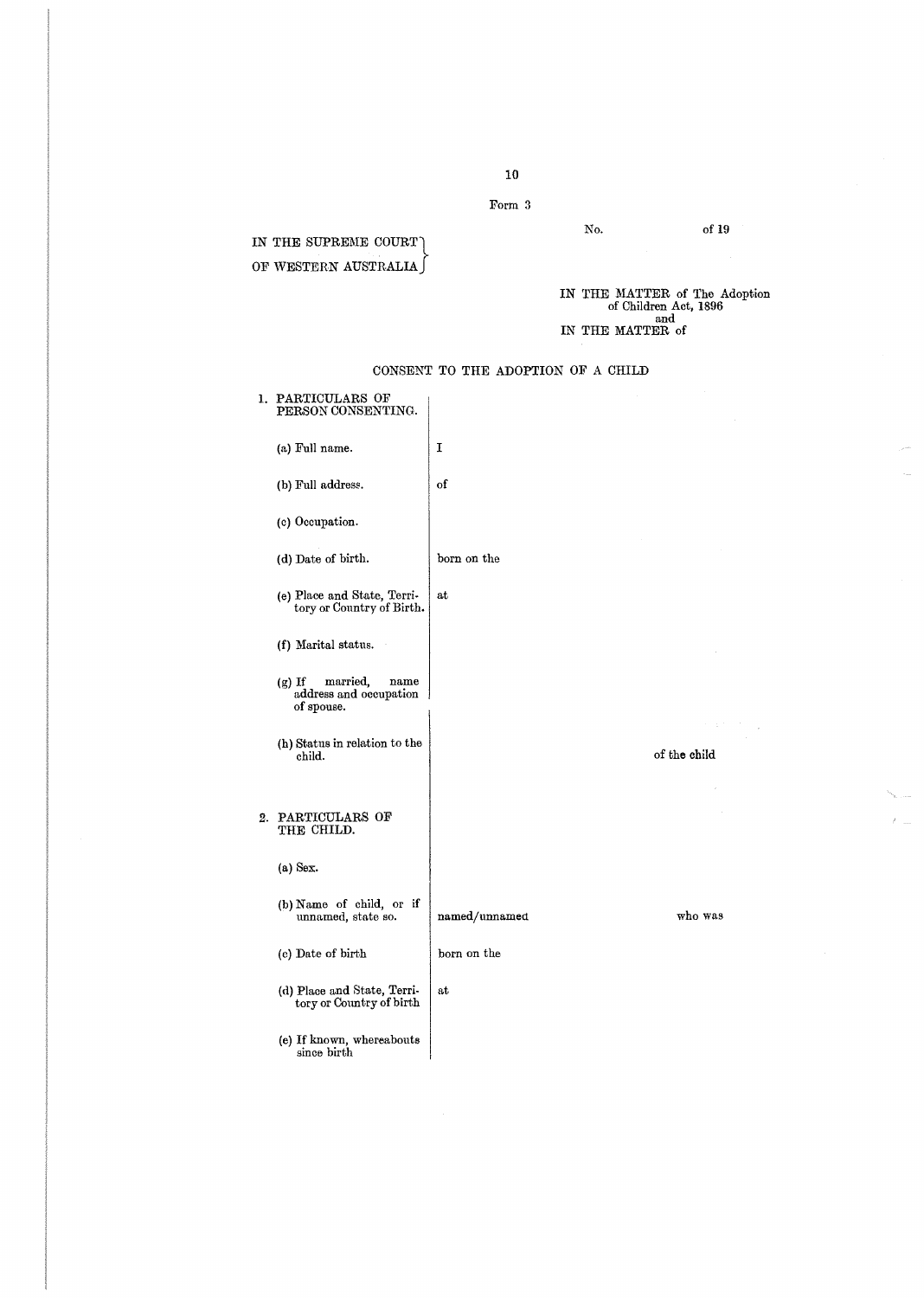Form 3

IN THE SUPREME COURT OF WESTERN AUSTRALIA

No. of 19

IN THE MATTER of The Adoption of Children Act, 1896
and
IN THE MATTER of

## CONSENT TO THE ADOPTION OF A CHILD

| | | |
|---|---|---|
| 1. PARTICULARS OF PERSON CONSENTING. | | |
| (a) Full name. | I | |
| (b) Full address. | of | |
| (c) Occupation. | | |
| (d) Date of birth. | born on the | |
| (e) Place and State, Territory or Country of Birth. | at | |
| (f) Marital status. | | |
| (g) If married, name address and occupation of spouse. | | |
| (h) Status in relation to the child. | | of the child |
| 2. PARTICULARS OF THE CHILD. | | |
| (a) Sex. | | |
| (b) Name of child, or if unnamed, state so. | named/unnamed | who was |
| (c) Date of birth | born on the | |
| (d) Place and State, Territory or Country of birth | at | |
| (e) If known, whereabouts since birth | | |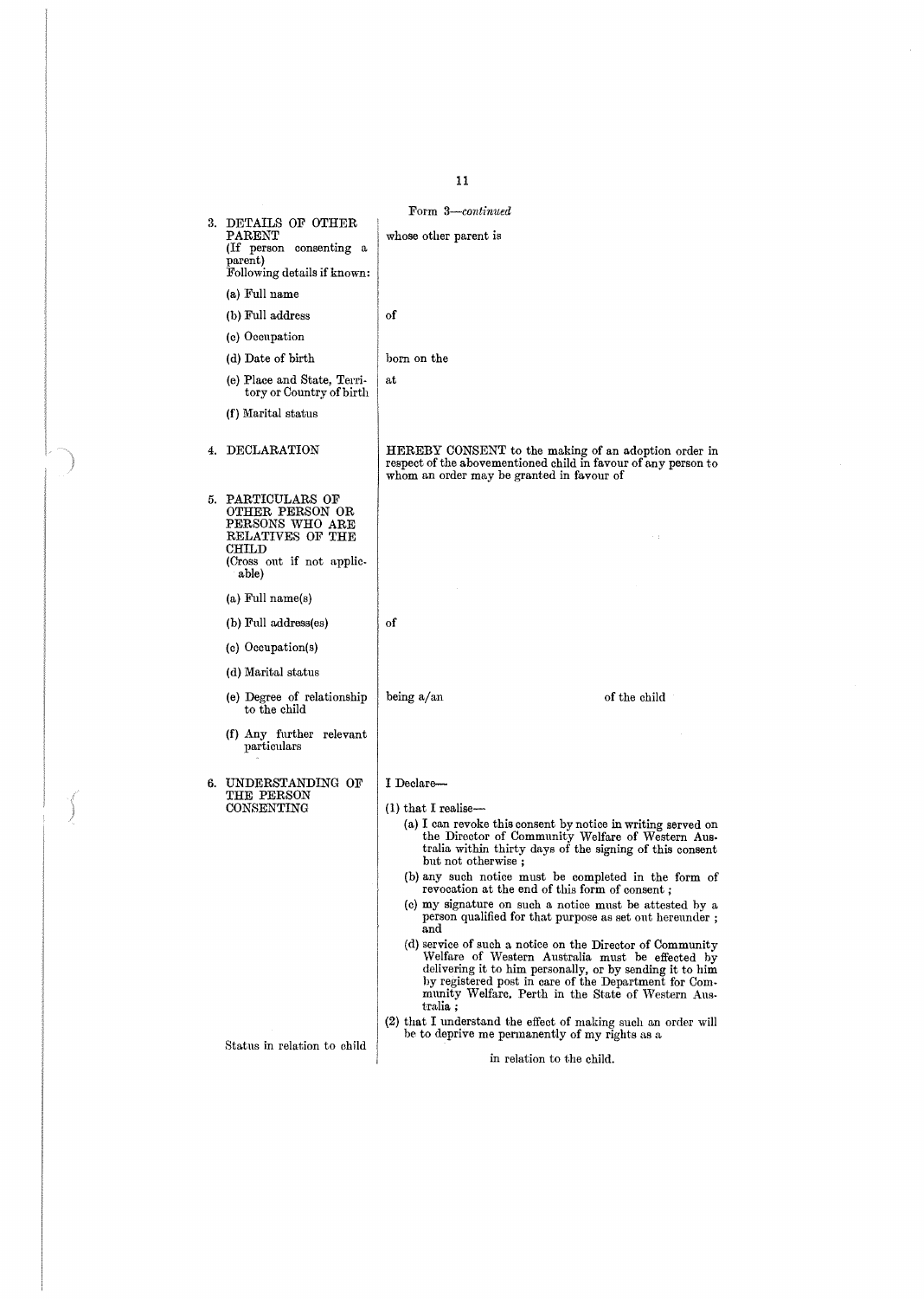Form 3—*continued*

| | |
|---|---|
| 3. DETAILS OF OTHER PARENT (If person consenting a parent) Following details if known: | whose other parent is |
| (a) Full name | |
| (b) Full address | of |
| (c) Occupation | |
| (d) Date of birth | born on the |
| (e) Place and State, Territory or Country of birth | at |
| (f) Marital status | |
| 4. DECLARATION | HEREBY CONSENT to the making of an adoption order in respect of the abovementioned child in favour of any person to whom an order may be granted in favour of |
| 5. PARTICULARS OF OTHER PERSON OR PERSONS WHO ARE RELATIVES OF THE CHILD (Cross out if not applicable) | |
| (a) Full name(s) | |
| (b) Full address(es) | of |
| (c) Occupation(s) | |
| (d) Marital status | |
| (e) Degree of relationship to the child | being a/an                                        of the child |
| (f) Any further relevant particulars | |
| 6. UNDERSTANDING OF THE PERSON CONSENTING | I Declare— |

(1) that I realise—

(a) I can revoke this consent by notice in writing served on the Director of Community Welfare of Western Australia within thirty days of the signing of this consent but not otherwise;

(b) any such notice must be completed in the form of revocation at the end of this form of consent;

(c) my signature on such a notice must be attested by a person qualified for that purpose as set out hereunder; and

(d) service of such a notice on the Director of Community Welfare of Western Australia must be effected by delivering it to him personally, or by sending it to him by registered post in care of the Department for Community Welfare, Perth in the State of Western Australia;

(2) that I understand the effect of making such an order will be to deprive me permanently of my rights as a

Status in relation to child

in relation to the child.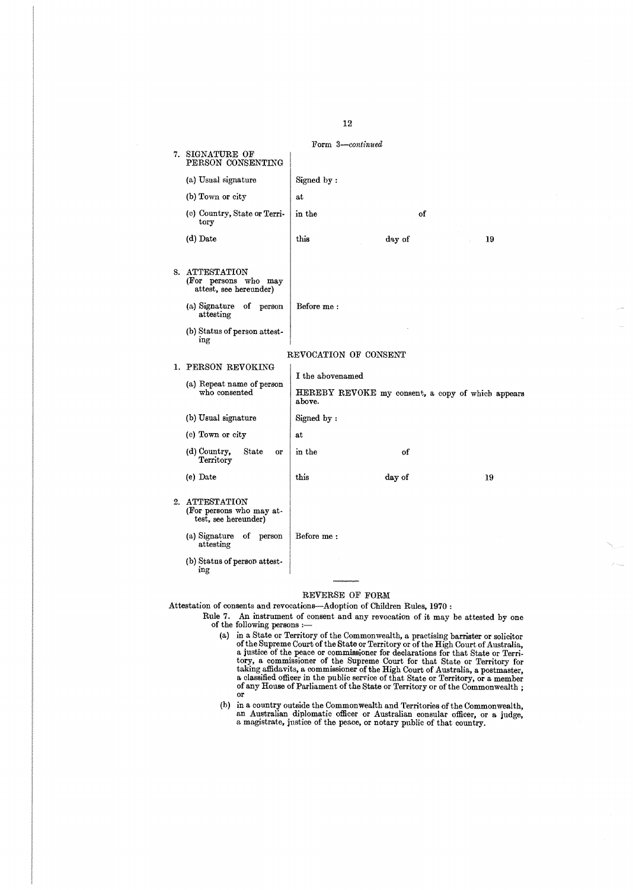Form 3—*continued*

| | |
|---|---|
| 7. SIGNATURE OF PERSON CONSENTING | |
| (a) Usual signature | Signed by : |
| (b) Town or city | at |
| (c) Country, State or Territory | in the &nbsp;&nbsp;&nbsp;&nbsp;&nbsp;&nbsp;&nbsp;&nbsp; of |
| (d) Date | this &nbsp;&nbsp;&nbsp;&nbsp;&nbsp;&nbsp;&nbsp;&nbsp; day of &nbsp;&nbsp;&nbsp;&nbsp;&nbsp;&nbsp;&nbsp;&nbsp; 19 |
| 8. ATTESTATION (For persons who may attest, see hereunder) | |
| (a) Signature of person attesting | Before me : |
| (b) Status of person attesting | |

REVOCATION OF CONSENT

| | |
|---|---|
| 1. PERSON REVOKING | |
| (a) Repeat name of person who consented | I the abovenamed<br>HEREBY REVOKE my consent, a copy of which appears above. |
| (b) Usual signature | Signed by : |
| (c) Town or city | at |
| (d) Country, State or Territory | in the &nbsp;&nbsp;&nbsp;&nbsp;&nbsp;&nbsp;&nbsp;&nbsp; of |
| (e) Date | this &nbsp;&nbsp;&nbsp;&nbsp;&nbsp;&nbsp;&nbsp;&nbsp; day of &nbsp;&nbsp;&nbsp;&nbsp;&nbsp;&nbsp;&nbsp;&nbsp; 19 |
| 2. ATTESTATION (For persons who may attest, see hereunder) | |
| (a) Signature of person attesting | Before me : |
| (b) Status of person attesting | |

---

REVERSE OF FORM

Attestation of consents and revocations—Adoption of Children Rules, 1970 :

Rule 7. An instrument of consent and any revocation of it may be attested by one of the following persons :—

(a) in a State or Territory of the Commonwealth, a practising barrister or solicitor of the Supreme Court of the State or Territory or of the High Court of Australia, a justice of the peace or commissioner for declarations for that State or Territory, a commissioner of the Supreme Court for that State or Territory for taking affidavits, a commissioner of the High Court of Australia, a postmaster, a classified officer in the public service of that State or Territory, or a member of any House of Parliament of the State or Territory or of the Commonwealth ; or

(b) in a country outside the Commonwealth and Territories of the Commonwealth, an Australian diplomatic officer or Australian consular officer, or a judge, a magistrate, justice of the peace, or notary public of that country.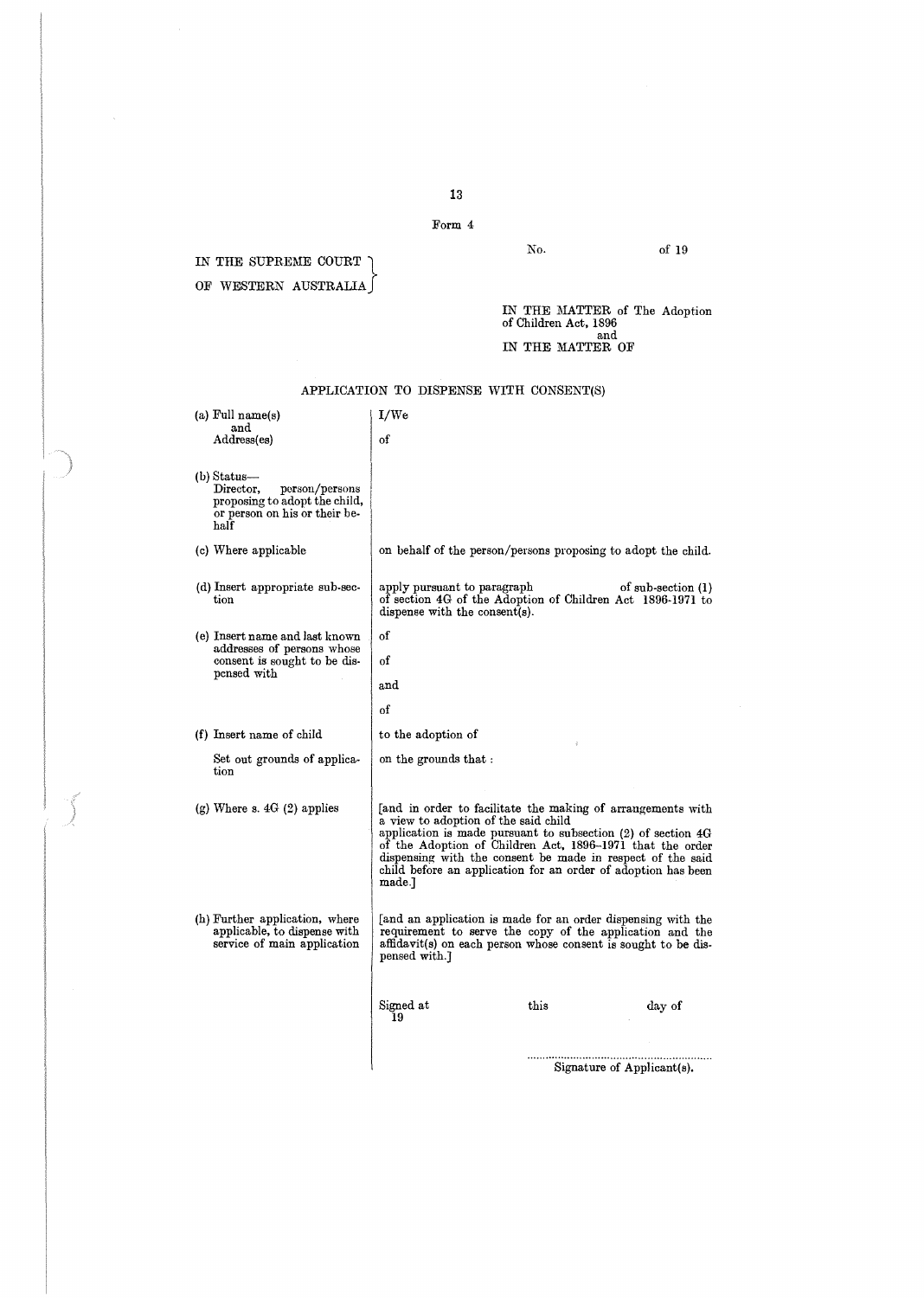Form 4

No. of 19

IN THE SUPREME COURT OF WESTERN AUSTRALIA

IN THE MATTER of The Adoption of Children Act, 1896
and
IN THE MATTER OF

## APPLICATION TO DISPENSE WITH CONSENT(S)

| | |
|---|---|
| (a) Full name(s) and Address(es) | I/We<br><br>of |
| (b) Status— Director, person/persons proposing to adopt the child, or person on his or their behalf | |
| (c) Where applicable | on behalf of the person/persons proposing to adopt the child. |
| (d) Insert appropriate sub-section | apply pursuant to paragraph of sub-section (1) of section 4G of the Adoption of Children Act 1896-1971 to dispense with the consent(s). |
| (e) Insert name and last known addresses of persons whose consent is sought to be dispensed with | of<br><br>of<br><br>and<br><br>of |
| (f) Insert name of child | to the adoption of |
| Set out grounds of application | on the grounds that : |
| (g) Where s. 4G (2) applies | [and in order to facilitate the making of arrangements with a view to adoption of the said child application is made pursuant to subsection (2) of section 4G of the Adoption of Children Act, 1896–1971 that the order dispensing with the consent be made in respect of the said child before an application for an order of adoption has been made.] |
| (h) Further application, where applicable, to dispense with service of main application | [and an application is made for an order dispensing with the requirement to serve the copy of the application and the affidavit(s) on each person whose consent is sought to be dispensed with.] |

Signed at this day of 19

..........................................................
Signature of Applicant(s).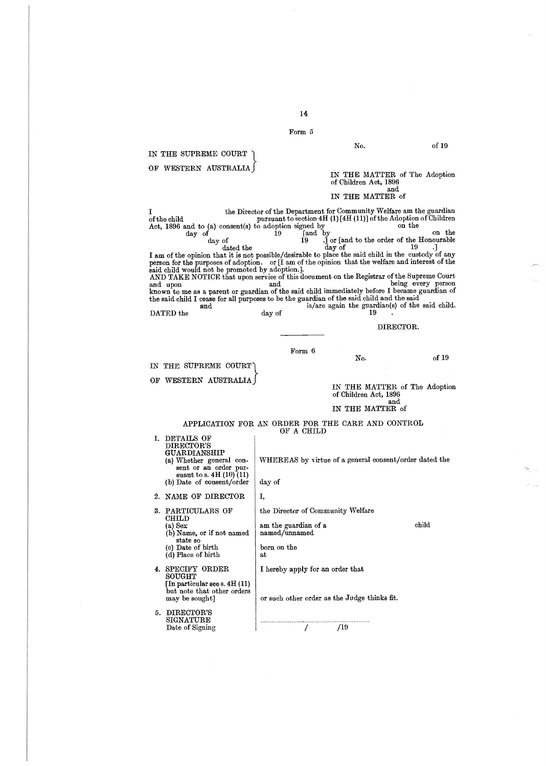Form 5

No. of 19

IN THE SUPREME COURT OF WESTERN AUSTRALIA

IN THE MATTER of The Adoption of Children Act, 1896
and
IN THE MATTER of

I the Director of the Department for Community Welfare am the guardian of the child pursuant to section 4H (1) [4H (11)] of the Adoption of Children Act, 1896 and to (a) consent(s) to adoption signed by on the day of 19 [and by on the day of 19 .] or [and to the order of the Honourable dated the day of 19 .]
I am of the opinion that it is not possible/desirable to place the said child in the custody of any person for the purposes of adoption. or [I am of the opinion that the welfare and interest of the said child would not be promoted by adoption.].
AND TAKE NOTICE that upon service of this document on the Registrar of the Supreme Court and upon and being every person known to me as a parent or guardian of the said child immediately before I became guardian of the said child I cease for all purposes to be the guardian of the said child and the said and is/are again the guardian(s) of the said child.
DATED the day of 19 .

DIRECTOR.

---

Form 6

No. of 19

IN THE SUPREME COURT OF WESTERN AUSTRALIA

IN THE MATTER of The Adoption of Children Act, 1896
and
IN THE MATTER of

APPLICATION FOR AN ORDER FOR THE CARE AND CONTROL OF A CHILD

| | |
|---|---|
| 1. DETAILS OF DIRECTOR'S GUARDIANSHIP<br>(a) Whether general consent or an order pursuant to s. 4H (10) (11)<br>(b) Date of consent/order | WHEREAS by virtue of a general consent/order dated the<br><br>day of |
| 2. NAME OF DIRECTOR | I, |
| 3. PARTICULARS OF CHILD<br>(a) Sex<br>(b) Name, or if not named state so<br>(c) Date of birth<br>(d) Place of birth | the Director of Community Welfare<br>am the guardian of a child<br>named/unnamed<br>born on the<br>at |
| 4. SPECIFY ORDER SOUGHT<br>[In particular see s. 4H (11) but note that other orders may be sought] | I hereby apply for an order that<br><br>or such other order as the Judge thinks fit. |
| 5. DIRECTOR'S SIGNATURE<br>Date of Signing | .............................................................<br>/ /19 |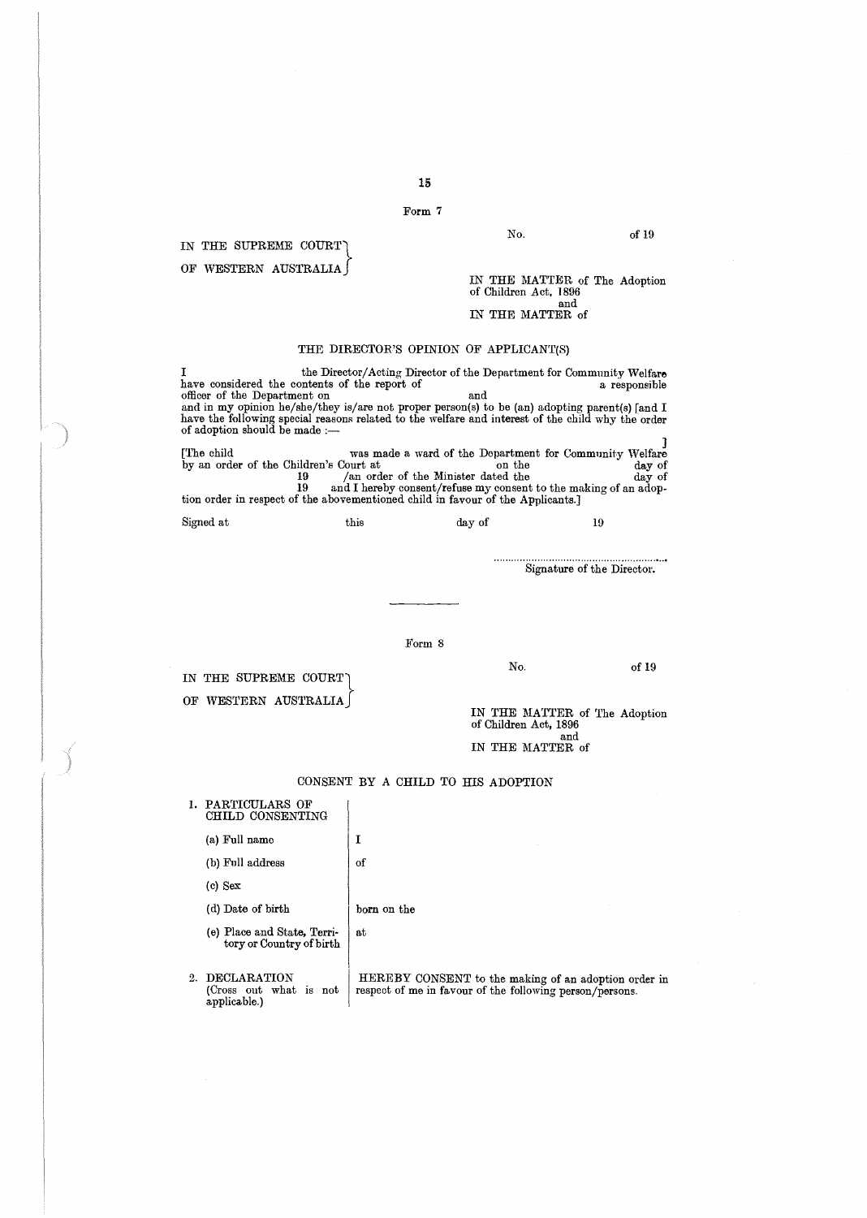Form 7

No. of 19

IN THE SUPREME COURT OF WESTERN AUSTRALIA

IN THE MATTER of The Adoption of Children Act, 1896
and
IN THE MATTER of

## THE DIRECTOR'S OPINION OF APPLICANT(S)

I the Director/Acting Director of the Department for Community Welfare have considered the contents of the report of a responsible officer of the Department on and and in my opinion he/she/they is/are not proper person(s) to be (an) adopting parent(s) [and I have the following special reasons related to the welfare and interest of the child why the order of adoption should be made :—

]

[The child was made a ward of the Department for Community Welfare by an order of the Children's Court at on the day of 19 /an order of the Minister dated the day of 19 and I hereby consent/refuse my consent to the making of an adoption order in respect of the abovementioned child in favour of the Applicants.]

Signed at this day of 19

............................................................
Signature of the Director.

---

Form 8

No. of 19

IN THE SUPREME COURT OF WESTERN AUSTRALIA

IN THE MATTER of The Adoption of Children Act, 1896
and
IN THE MATTER of

## CONSENT BY A CHILD TO HIS ADOPTION

| | |
|---|---|
| 1. PARTICULARS OF CHILD CONSENTING | |
| (a) Full name | I |
| (b) Full address | of |
| (c) Sex | |
| (d) Date of birth | born on the |
| (e) Place and State, Territory or Country of birth | at |
| 2. DECLARATION (Cross out what is not applicable.) | HEREBY CONSENT to the making of an adoption order in respect of me in favour of the following person/persons. |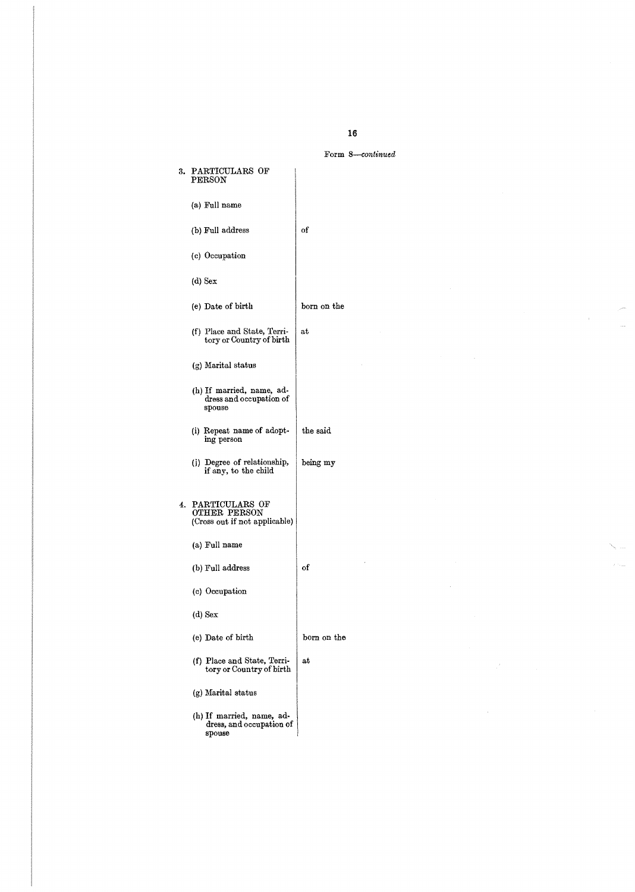Form 8—*continued*

| | |
|---|---|
| 3. PARTICULARS OF PERSON | |
| (a) Full name | |
| (b) Full address | of |
| (c) Occupation | |
| (d) Sex | |
| (e) Date of birth | born on the |
| (f) Place and State, Territory or Country of birth | at |
| (g) Marital status | |
| (h) If married, name, address and occupation of spouse | |
| (i) Repeat name of adopting person | the said |
| (j) Degree of relationship, if any, to the child | being my |
| 4. PARTICULARS OF OTHER PERSON (Cross out if not applicable) | |
| (a) Full name | |
| (b) Full address | of |
| (c) Occupation | |
| (d) Sex | |
| (e) Date of birth | born on the |
| (f) Place and State, Territory or Country of birth | at |
| (g) Marital status | |
| (h) If married, name, address, and occupation of spouse | |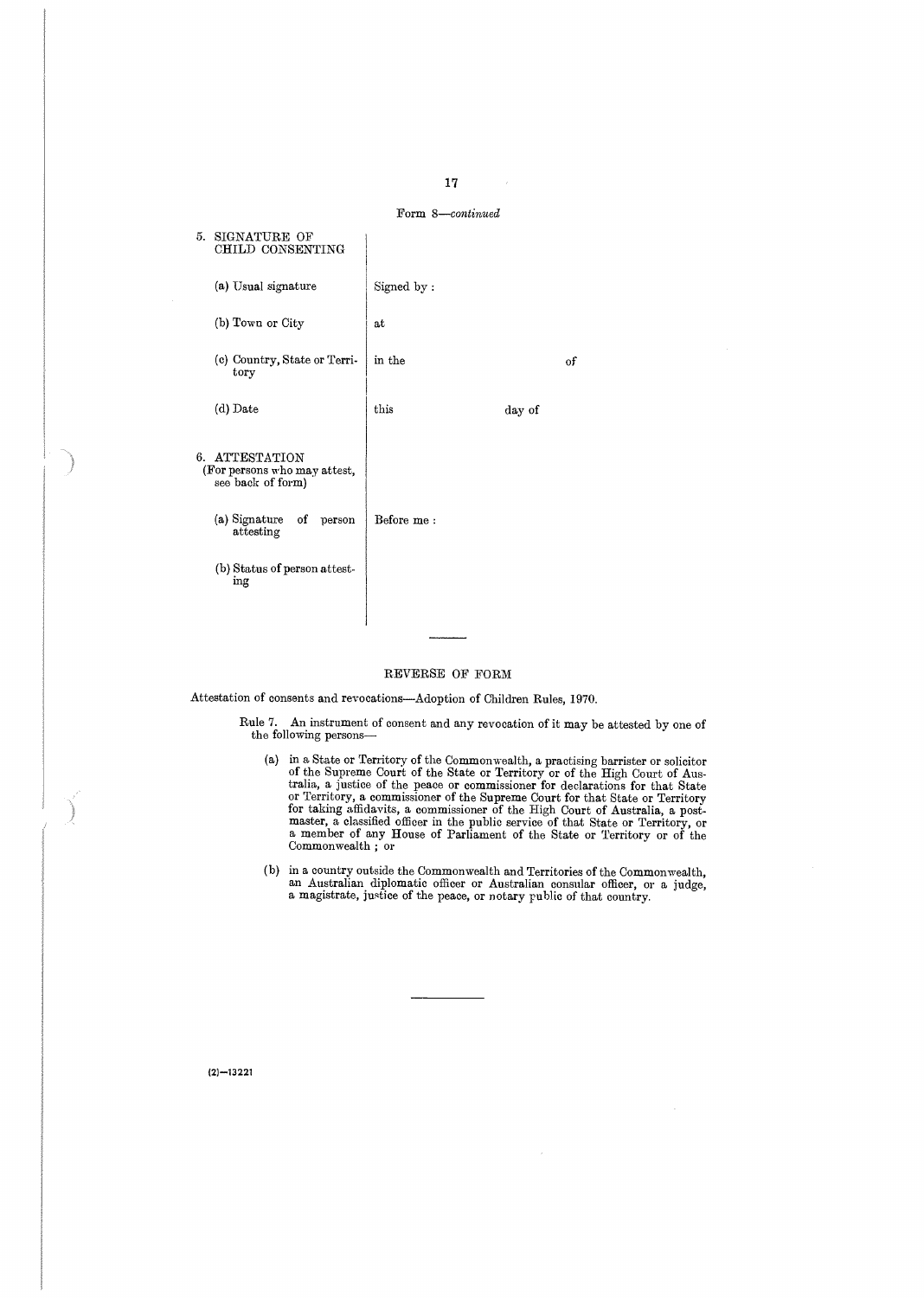Form 8—*continued*

| | |
|---|---|
| 5. SIGNATURE OF CHILD CONSENTING | |
| (a) Usual signature | Signed by : |
| (b) Town or City | at |
| (c) Country, State or Territory | in the                                        of |
| (d) Date | this                    day of |
| 6. ATTESTATION (For persons who may attest, see back of form) | |
| (a) Signature of person attesting | Before me : |
| (b) Status of person attesting | |

---

REVERSE OF FORM

Attestation of consents and revocations—Adoption of Children Rules, 1970.

Rule 7. An instrument of consent and any revocation of it may be attested by one of the following persons—

(a) in a State or Territory of the Commonwealth, a practising barrister or solicitor of the Supreme Court of the State or Territory or of the High Court of Australia, a justice of the peace or commissioner for declarations for that State or Territory, a commissioner of the Supreme Court for that State or Territory for taking affidavits, a commissioner of the High Court of Australia, a postmaster, a classified officer in the public service of that State or Territory, or a member of any House of Parliament of the State or Territory or of the Commonwealth ; or

(b) in a country outside the Commonwealth and Territories of the Commonwealth, an Australian diplomatic officer or Australian consular officer, or a judge, a magistrate, justice of the peace, or notary public of that country.

---

(2)—13221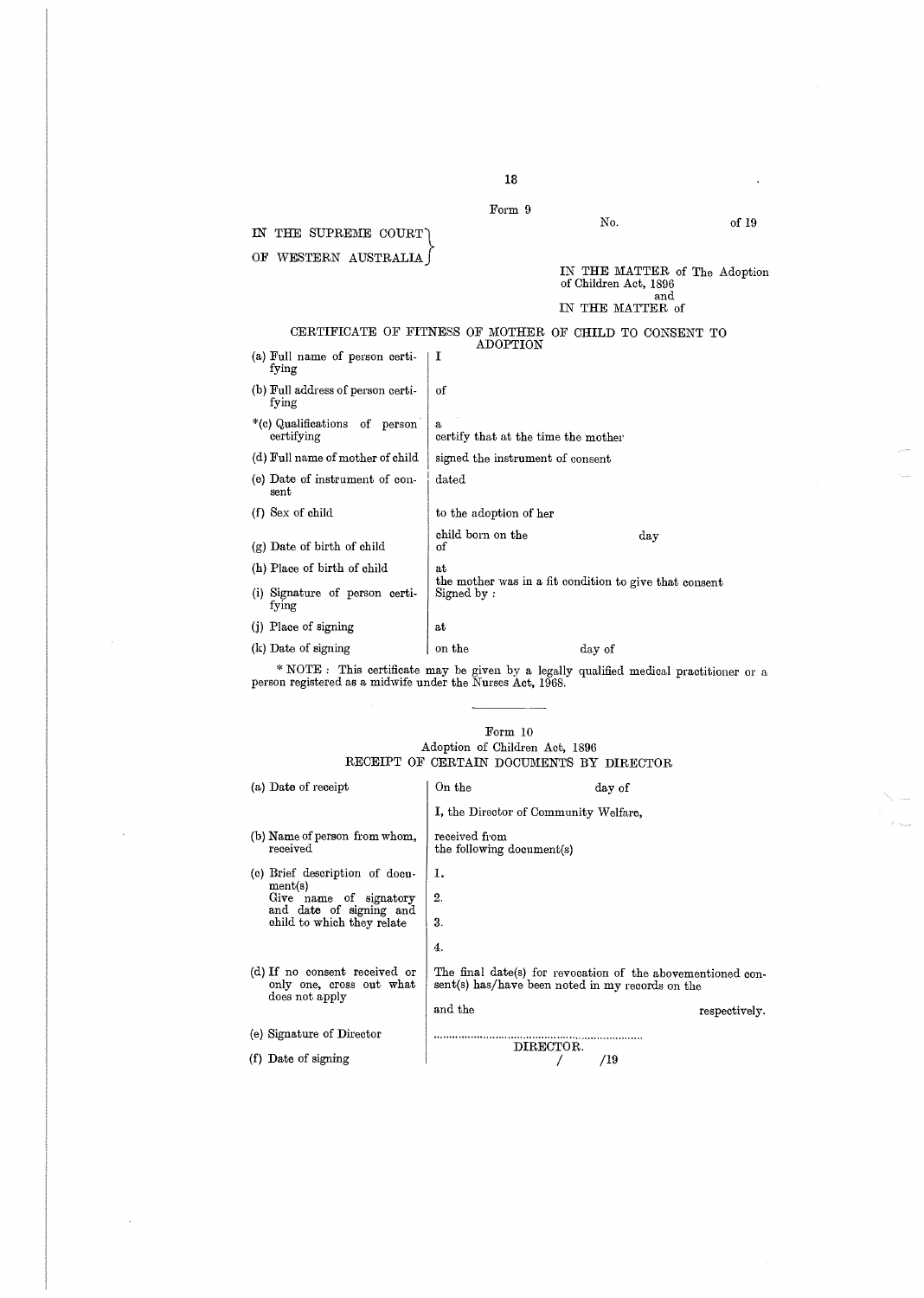Form 9

No. of 19

IN THE SUPREME COURT OF WESTERN AUSTRALIA

IN THE MATTER of The Adoption of Children Act, 1896
and
IN THE MATTER of

## CERTIFICATE OF FITNESS OF MOTHER OF CHILD TO CONSENT TO ADOPTION

| | |
|---|---|
| (a) Full name of person certifying | I |
| (b) Full address of person certifying | of |
| *(c) Qualifications of person certifying | a<br>certify that at the time the mother |
| (d) Full name of mother of child | signed the instrument of consent |
| (e) Date of instrument of consent | dated |
| (f) Sex of child | to the adoption of her |
| (g) Date of birth of child | child born on the day of |
| (h) Place of birth of child | at<br>the mother was in a fit condition to give that consent |
| (i) Signature of person certifying | Signed by : |
| (j) Place of signing | at |
| (k) Date of signing | on the day of |

* NOTE : This certificate may be given by a legally qualified medical practitioner or a person registered as a midwife under the Nurses Act, 1968.

---

Form 10
Adoption of Children Act, 1896

## RECEIPT OF CERTAIN DOCUMENTS BY DIRECTOR

| | |
|---|---|
| (a) Date of receipt | On the day of<br>I, the Director of Community Welfare, |
| (b) Name of person from whom, received | received from<br>the following document(s) |
| (c) Brief description of document(s)<br>Give name of signatory and date of signing and child to which they relate | 1.<br>2.<br>3.<br>4. |
| (d) If no consent received or only one, cross out what does not apply | The final date(s) for revocation of the abovementioned consent(s) has/have been noted in my records on the<br>and the respectively. |
| (e) Signature of Director | ..............................................................<br>DIRECTOR. |
| (f) Date of signing | / /19 |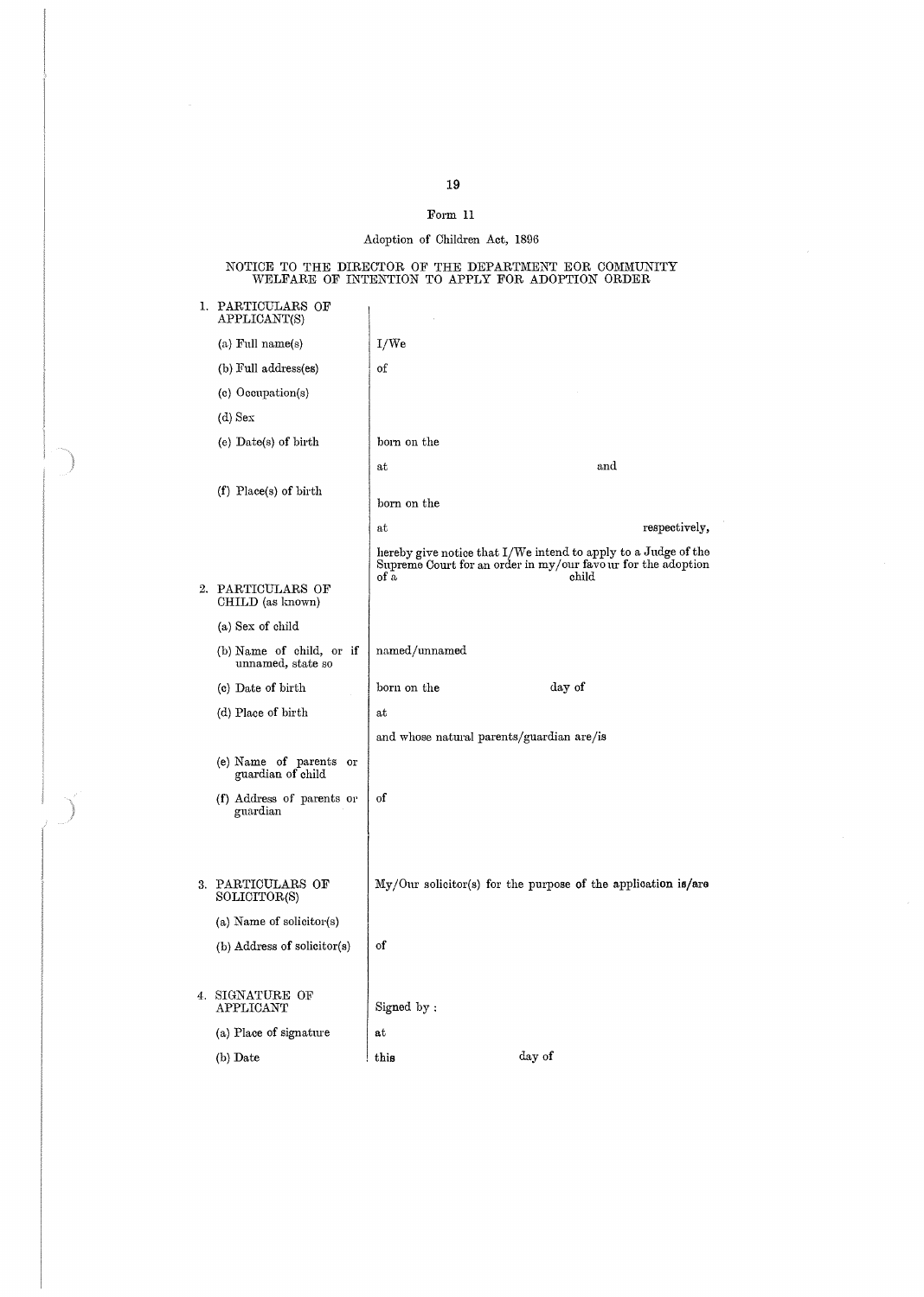Form 11

Adoption of Children Act, 1896

NOTICE TO THE DIRECTOR OF THE DEPARTMENT EOR COMMUNITY WELFARE OF INTENTION TO APPLY FOR ADOPTION ORDER

| | |
|---|---|
| 1. PARTICULARS OF APPLICANT(S) | |
| (a) Full name(s) | I/We |
| (b) Full address(es) | of |
| (c) Occupation(s) | |
| (d) Sex | |
| (e) Date(s) of birth | born on the |
| | at and |
| (f) Place(s) of birth | born on the |
| | at respectively, |
| | hereby give notice that I/We intend to apply to a Judge of the Supreme Court for an order in my/our favour for the adoption of a child |
| 2. PARTICULARS OF CHILD (as known) | |
| (a) Sex of child | |
| (b) Name of child, or if unnamed, state so | named/unnamed |
| (c) Date of birth | born on the day of |
| (d) Place of birth | at |
| | and whose natural parents/guardian are/is |
| (e) Name of parents or guardian of child | |
| (f) Address of parents or guardian | of |
| 3. PARTICULARS OF SOLICITOR(S) | My/Our solicitor(s) for the purpose of the application is/are |
| (a) Name of solicitor(s) | |
| (b) Address of solicitor(s) | of |
| 4. SIGNATURE OF APPLICANT | Signed by : |
| (a) Place of signature | at |
| (b) Date | this day of |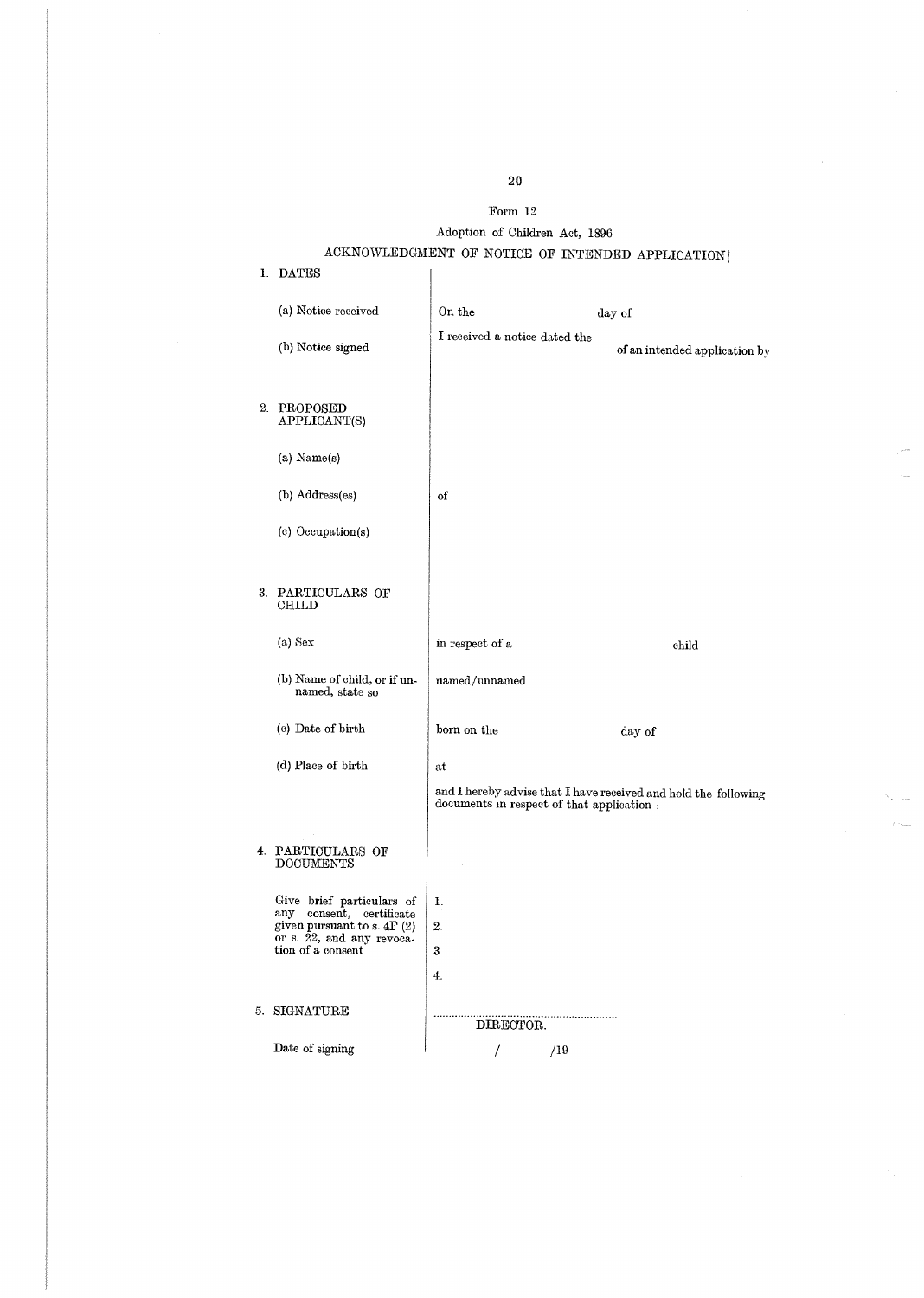Form 12

Adoption of Children Act, 1896

## ACKNOWLEDGMENT OF NOTICE OF INTENDED APPLICATION

| | |
|---|---|
| 1. DATES | |
| (a) Notice received | On the day of |
| (b) Notice signed | I received a notice dated the of an intended application by |
| 2. PROPOSED APPLICANT(S) | |
| (a) Name(s) | |
| (b) Address(es) | of |
| (c) Occupation(s) | |
| 3. PARTICULARS OF CHILD | |
| (a) Sex | in respect of a child |
| (b) Name of child, or if unnamed, state so | named/unnamed |
| (c) Date of birth | born on the day of |
| (d) Place of birth | at |
| | and I hereby advise that I have received and hold the following documents in respect of that application : |
| 4. PARTICULARS OF DOCUMENTS | |
| Give brief particulars of any consent, certificate given pursuant to s. 4F (2) or s. 22, and any revocation of a consent | 1.<br>2.<br>3.<br>4. |
| 5. SIGNATURE | ........................................................... DIRECTOR. |
| Date of signing | / /19 |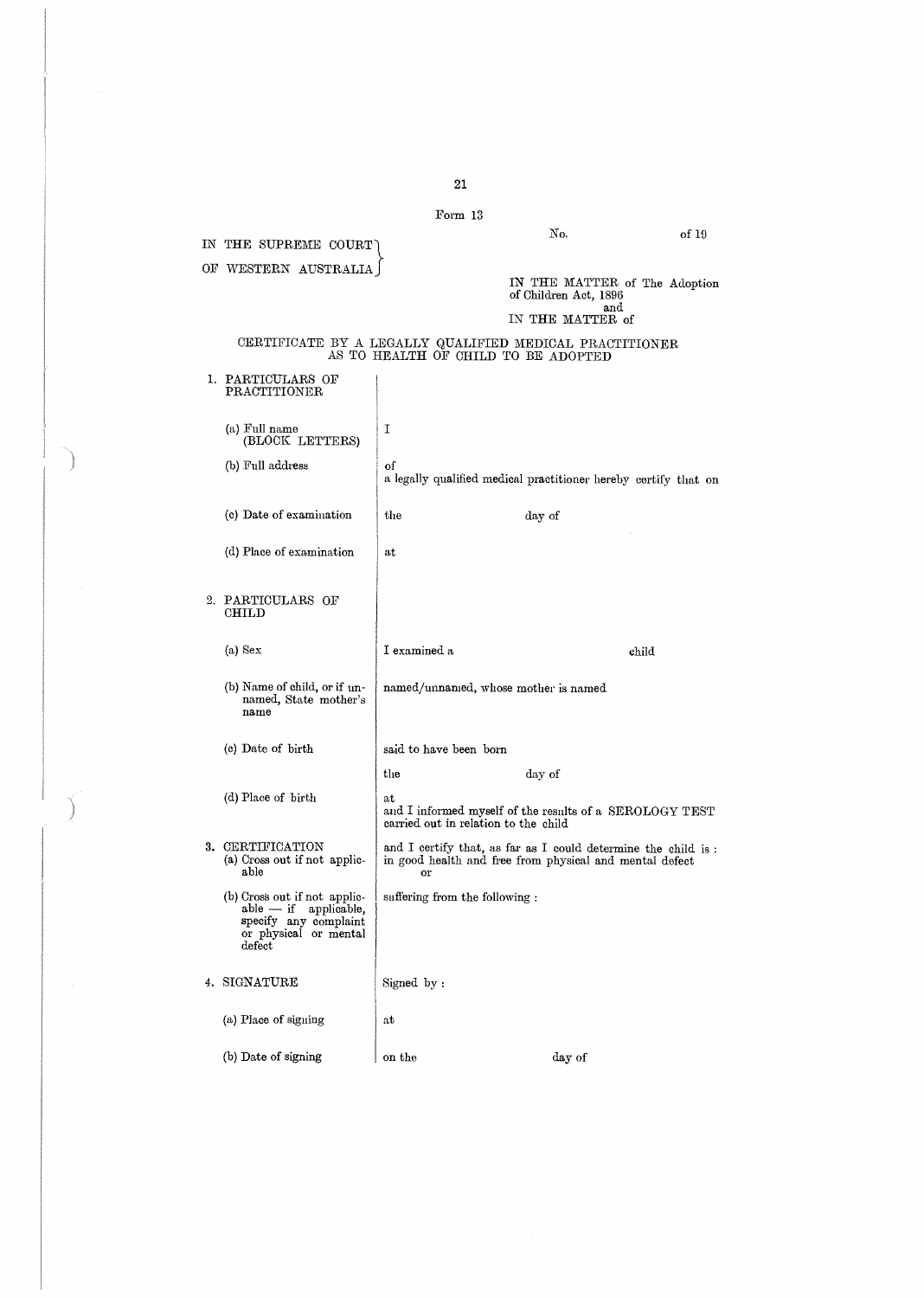Form 13

No. of 19

IN THE SUPREME COURT OF WESTERN AUSTRALIA

IN THE MATTER of The Adoption of Children Act, 1896
and
IN THE MATTER of

## CERTIFICATE BY A LEGALLY QUALIFIED MEDICAL PRACTITIONER AS TO HEALTH OF CHILD TO BE ADOPTED

| | |
|---|---|
| 1. PARTICULARS OF PRACTITIONER | |
| (a) Full name (BLOCK LETTERS) | I |
| (b) Full address | of<br>a legally qualified medical practitioner hereby certify that on |
| (c) Date of examination | the day of |
| (d) Place of examination | at |
| 2. PARTICULARS OF CHILD | |
| (a) Sex | I examined a child |
| (b) Name of child, or if unnamed, State mother's name | named/unnamed, whose mother is named |
| (c) Date of birth | said to have been born<br>the day of |
| (d) Place of birth | at<br>and I informed myself of the results of a SEROLOGY TEST carried out in relation to the child |
| 3. CERTIFICATION<br>(a) Cross out if not applicable | and I certify that, as far as I could determine the child is : in good health and free from physical and mental defect<br>or |
| (b) Cross out if not applicable — if applicable, specify any complaint or physical or mental defect | suffering from the following : |
| 4. SIGNATURE | Signed by : |
| (a) Place of signing | at |
| (b) Date of signing | on the day of |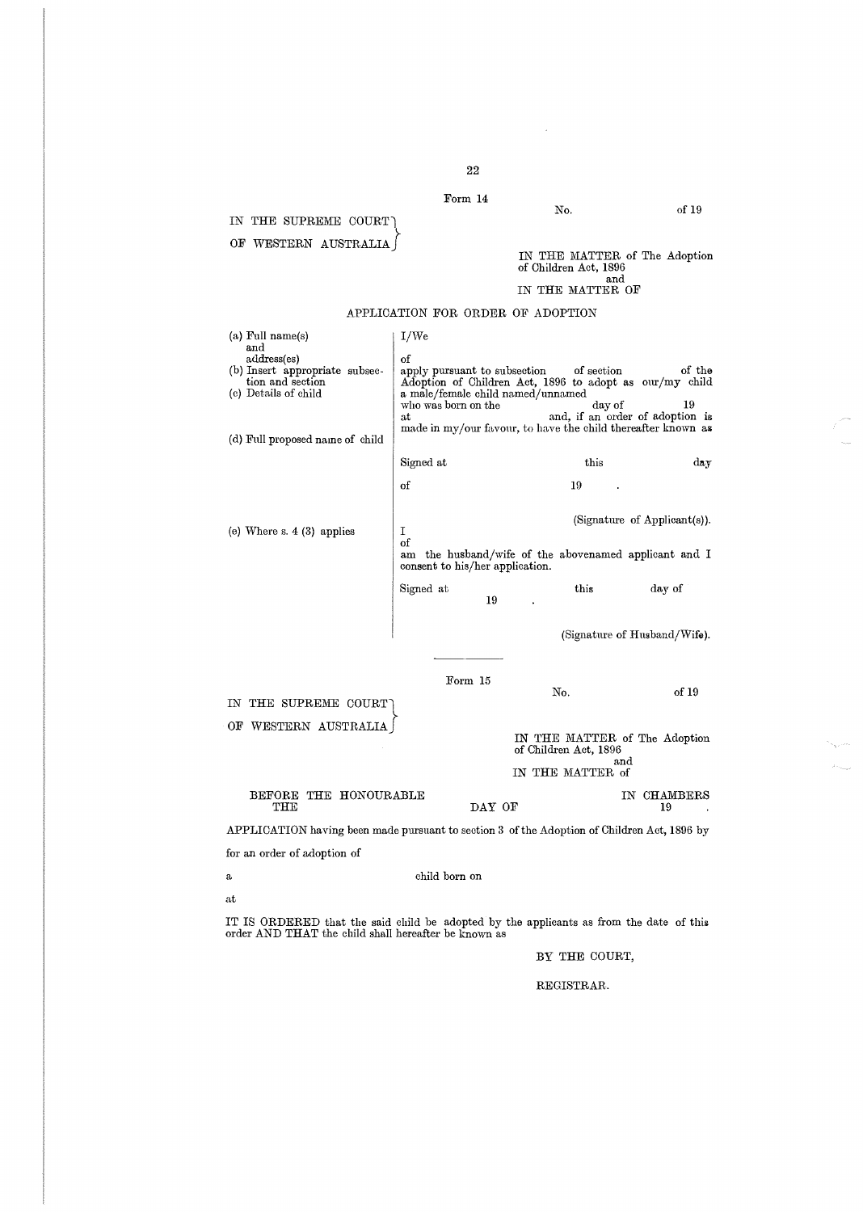Form 14

No. of 19

IN THE SUPREME COURT OF WESTERN AUSTRALIA

IN THE MATTER of The Adoption of Children Act, 1896
and
IN THE MATTER OF

APPLICATION FOR ORDER OF ADOPTION

| | |
|---|---|
| (a) Full name(s) and address(es) | I/We |
| | of |
| (b) Insert appropriate subsection and section | apply pursuant to subsection of section of the Adoption of Children Act, 1896 to adopt as our/my child |
| (c) Details of child | a male/female child named/unnamed who was born on the day of 19 at and, if an order of adoption is made in my/our favour, to have the child thereafter known as |
| (d) Full proposed name of child | |
| | Signed at this day of 19 . |
| | (Signature of Applicant(s)). |
| (e) Where s. 4 (3) applies | I of am the husband/wife of the abovenamed applicant and I consent to his/her application. |
| | Signed at this day of 19 . |
| | (Signature of Husband/Wife). |

---

Form 15

No. of 19

IN THE SUPREME COURT OF WESTERN AUSTRALIA

IN THE MATTER of The Adoption of Children Act, 1896
and
IN THE MATTER of

BEFORE THE HONOURABLE IN CHAMBERS
THE DAY OF 19 .

APPLICATION having been made pursuant to section 3 of the Adoption of Children Act, 1896 by

for an order of adoption of

a child born on

at

IT IS ORDERED that the said child be adopted by the applicants as from the date of this order AND THAT the child shall hereafter be known as

BY THE COURT,

REGISTRAR.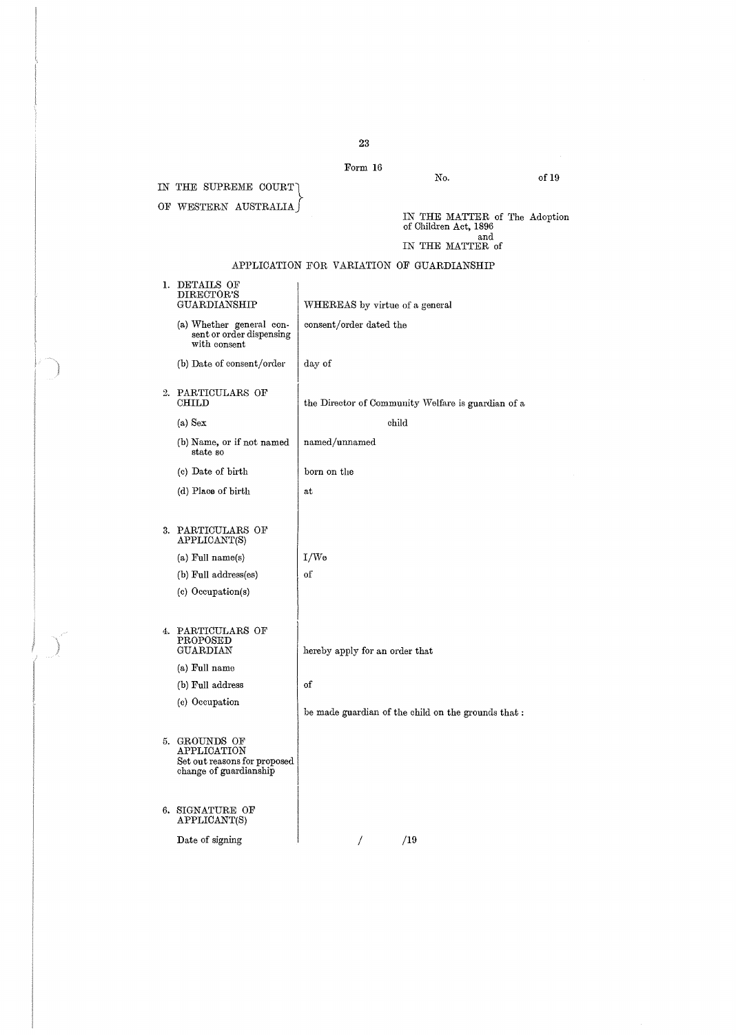Form 16

No. of 19

IN THE SUPREME COURT OF WESTERN AUSTRALIA

IN THE MATTER of The Adoption of Children Act, 1896
and
IN THE MATTER of

## APPLICATION FOR VARIATION OF GUARDIANSHIP

| | |
|---|---|
| 1. DETAILS OF DIRECTOR'S GUARDIANSHIP | WHEREAS by virtue of a general |
| (a) Whether general consent or order dispensing with consent | consent/order dated the |
| (b) Date of consent/order | day of |
| 2. PARTICULARS OF CHILD | the Director of Community Welfare is guardian of a |
| (a) Sex | child |
| (b) Name, or if not named state so | named/unnamed |
| (c) Date of birth | born on the |
| (d) Place of birth | at |
| 3. PARTICULARS OF APPLICANT(S) | |
| (a) Full name(s) | I/We |
| (b) Full address(es) | of |
| (c) Occupation(s) | |
| 4. PARTICULARS OF PROPOSED GUARDIAN | hereby apply for an order that |
| (a) Full name | |
| (b) Full address | of |
| (c) Occupation | be made guardian of the child on the grounds that : |
| 5. GROUNDS OF APPLICATION Set out reasons for proposed change of guardianship | |
| 6. SIGNATURE OF APPLICANT(S) | |
| Date of signing | / /19 |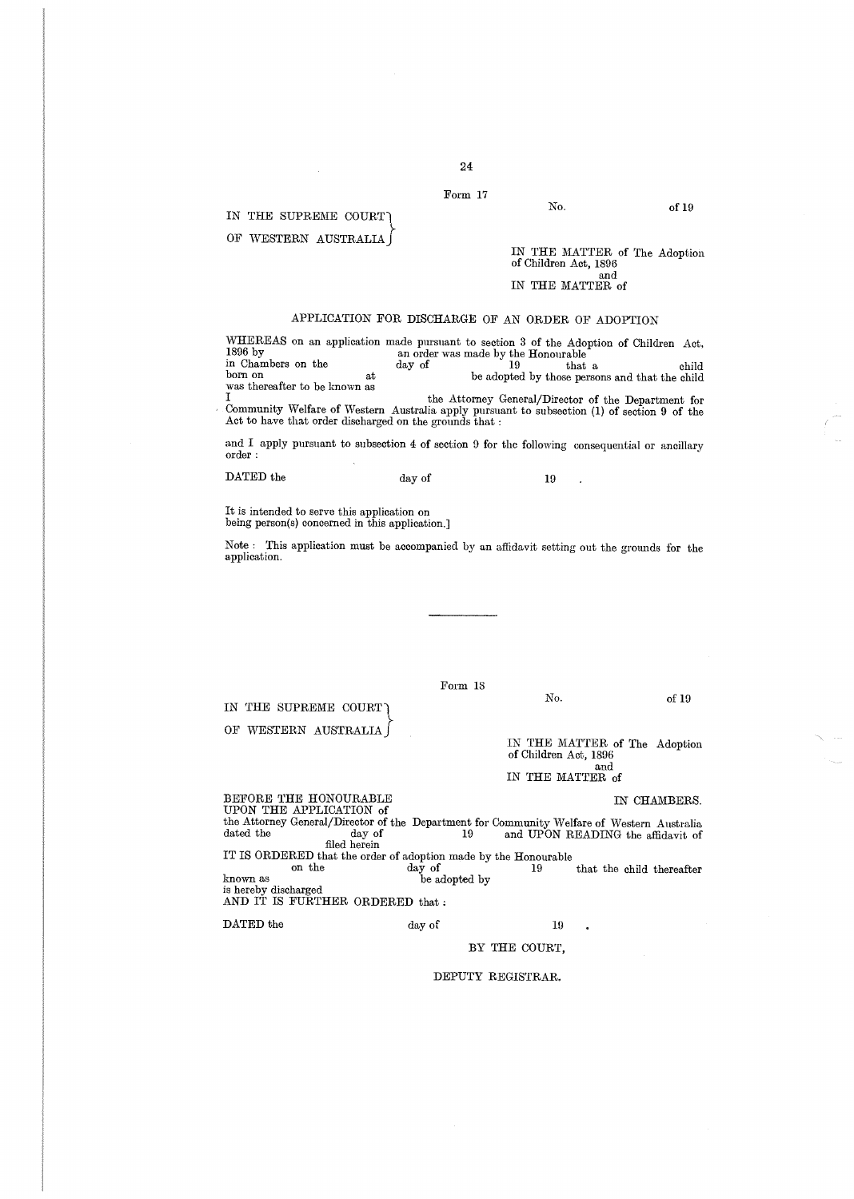Form 17

No. of 19

IN THE SUPREME COURT OF WESTERN AUSTRALIA

IN THE MATTER of The Adoption of Children Act, 1896
and
IN THE MATTER of

## APPLICATION FOR DISCHARGE OF AN ORDER OF ADOPTION

WHEREAS on an application made pursuant to section 3 of the Adoption of Children Act, 1896 by an order was made by the Honourable in Chambers on the day of 19 that a child born on at be adopted by those persons and that the child was thereafter to be known as
I the Attorney General/Director of the Department for Community Welfare of Western Australia apply pursuant to subsection (1) of section 9 of the Act to have that order discharged on the grounds that :

and I apply pursuant to subsection 4 of section 9 for the following consequential or ancillary order :

DATED the day of 19 .

It is intended to serve this application on being person(s) concerned in this application.]

Note : This application must be accompanied by an affidavit setting out the grounds for the application.

---

Form 18

No. of 19

IN THE SUPREME COURT OF WESTERN AUSTRALIA

IN THE MATTER of The Adoption of Children Act, 1896
and
IN THE MATTER of

BEFORE THE HONOURABLE IN CHAMBERS.
UPON THE APPLICATION of
the Attorney General/Director of the Department for Community Welfare of Western Australia dated the day of 19 and UPON READING the affidavit of filed herein
IT IS ORDERED that the order of adoption made by the Honourable on the day of 19 that the child thereafter known as be adopted by is hereby discharged
AND IT IS FURTHER ORDERED that :

DATED the day of 19 .

BY THE COURT,

DEPUTY REGISTRAR.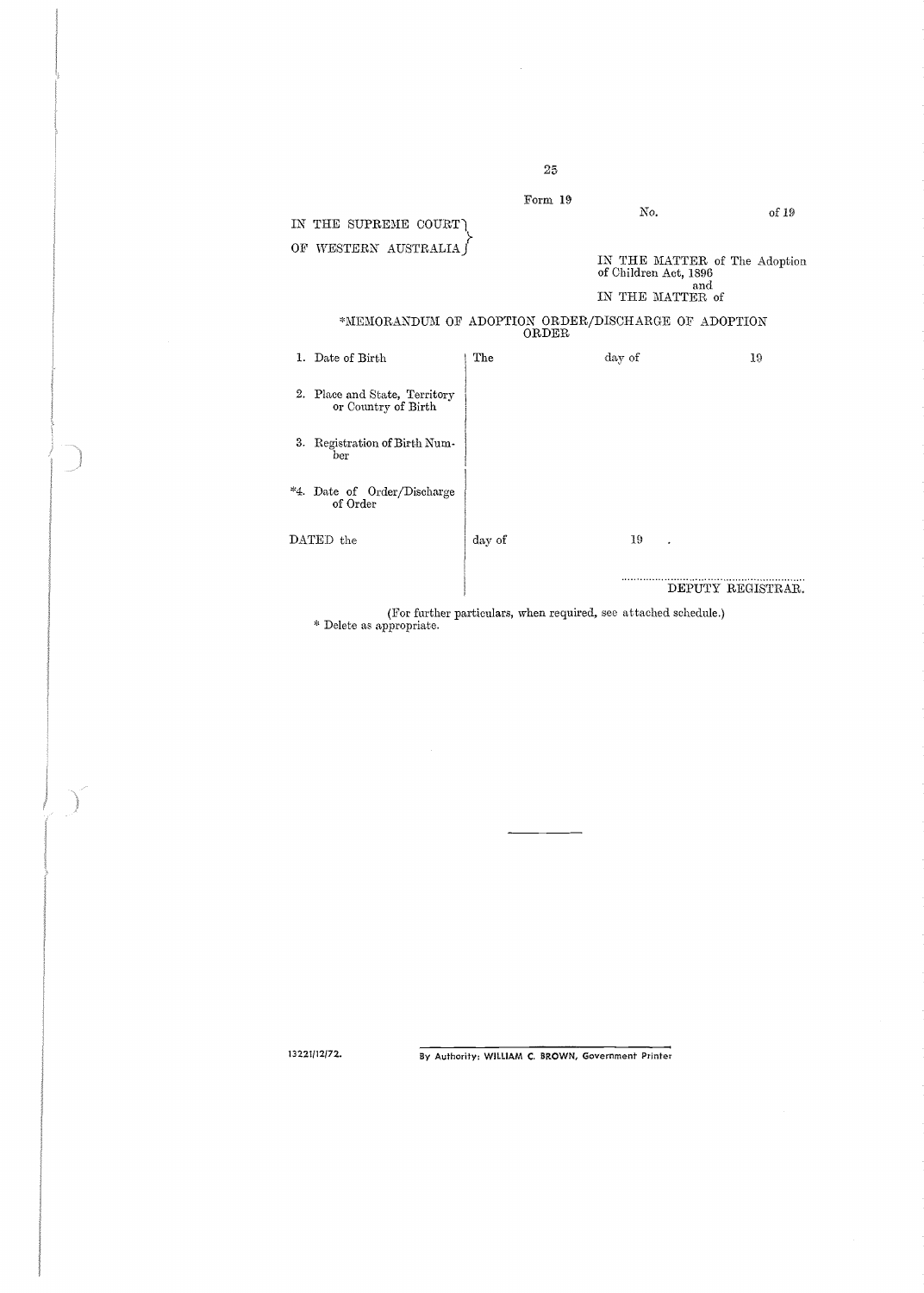Form 19

No. of 19

IN THE SUPREME COURT OF WESTERN AUSTRALIA

IN THE MATTER of The Adoption of Children Act, 1896
and
IN THE MATTER of

*MEMORANDUM OF ADOPTION ORDER/DISCHARGE OF ADOPTION ORDER

| | | | |
|---|---|---|---|
| 1. Date of Birth | The | day of | 19 |
| 2. Place and State, Territory or Country of Birth | | | |
| 3. Registration of Birth Number | | | |
| *4. Date of Order/Discharge of Order | | | |
| DATED the | day of | 19 . | |

..........................................................
DEPUTY REGISTRAR.

(For further particulars, when required, see attached schedule.)

\* Delete as appropriate.

13221/12/72.

By Authority: WILLIAM C. BROWN, Government Printer